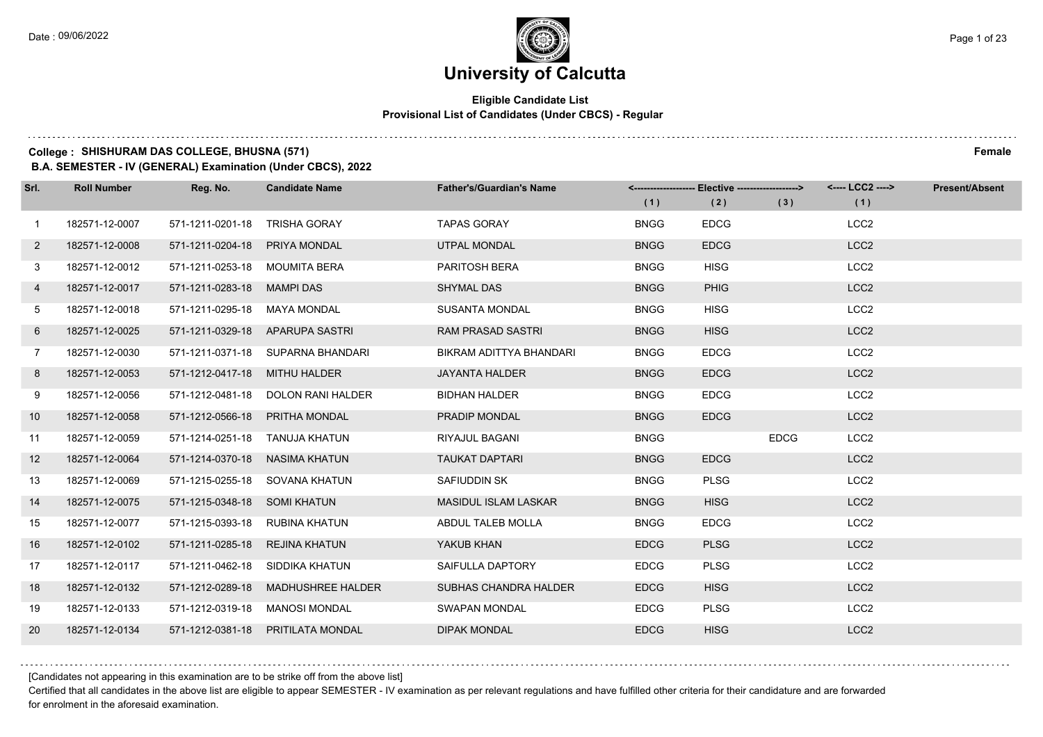# University of Calcutta

**Eligible Candidate List**
**Provisional List of Candidates (Under CBCS) - Regular**

**College : SHISHURAM DAS COLLEGE, BHUSNA (571)** **Female**

**B.A. SEMESTER - IV (GENERAL) Examination (Under CBCS), 2022**

| Srl. | Roll Number | Reg. No. | Candidate Name | Father's/Guardian's Name | <------------------- Elective -------------------> | | | <---- LCC2 ----> | Present/Absent |
|---|---|---|---|---|---|---|---|---|---|
| | | | | | (1) | (2) | (3) | (1) | |
| 1 | 182571-12-0007 | 571-1211-0201-18 | TRISHA GORAY | TAPAS GORAY | BNGG | EDCG | | LCC2 | |
| 2 | 182571-12-0008 | 571-1211-0204-18 | PRIYA MONDAL | UTPAL MONDAL | BNGG | EDCG | | LCC2 | |
| 3 | 182571-12-0012 | 571-1211-0253-18 | MOUMITA BERA | PARITOSH BERA | BNGG | HISG | | LCC2 | |
| 4 | 182571-12-0017 | 571-1211-0283-18 | MAMPI DAS | SHYMAL DAS | BNGG | PHIG | | LCC2 | |
| 5 | 182571-12-0018 | 571-1211-0295-18 | MAYA MONDAL | SUSANTA MONDAL | BNGG | HISG | | LCC2 | |
| 6 | 182571-12-0025 | 571-1211-0329-18 | APARUPA SASTRI | RAM PRASAD SASTRI | BNGG | HISG | | LCC2 | |
| 7 | 182571-12-0030 | 571-1211-0371-18 | SUPARNA BHANDARI | BIKRAM ADITTYA BHANDARI | BNGG | EDCG | | LCC2 | |
| 8 | 182571-12-0053 | 571-1212-0417-18 | MITHU HALDER | JAYANTA HALDER | BNGG | EDCG | | LCC2 | |
| 9 | 182571-12-0056 | 571-1212-0481-18 | DOLON RANI HALDER | BIDHAN HALDER | BNGG | EDCG | | LCC2 | |
| 10 | 182571-12-0058 | 571-1212-0566-18 | PRITHA MONDAL | PRADIP MONDAL | BNGG | EDCG | | LCC2 | |
| 11 | 182571-12-0059 | 571-1214-0251-18 | TANUJA KHATUN | RIYAJUL BAGANI | BNGG | | EDCG | LCC2 | |
| 12 | 182571-12-0064 | 571-1214-0370-18 | NASIMA KHATUN | TAUKAT DAPTARI | BNGG | EDCG | | LCC2 | |
| 13 | 182571-12-0069 | 571-1215-0255-18 | SOVANA KHATUN | SAFIUDDIN SK | BNGG | PLSG | | LCC2 | |
| 14 | 182571-12-0075 | 571-1215-0348-18 | SOMI KHATUN | MASIDUL ISLAM LASKAR | BNGG | HISG | | LCC2 | |
| 15 | 182571-12-0077 | 571-1215-0393-18 | RUBINA KHATUN | ABDUL TALEB MOLLA | BNGG | EDCG | | LCC2 | |
| 16 | 182571-12-0102 | 571-1211-0285-18 | REJINA KHATUN | YAKUB KHAN | EDCG | PLSG | | LCC2 | |
| 17 | 182571-12-0117 | 571-1211-0462-18 | SIDDIKA KHATUN | SAIFULLA DAPTORY | EDCG | PLSG | | LCC2 | |
| 18 | 182571-12-0132 | 571-1212-0289-18 | MADHUSHREE HALDER | SUBHAS CHANDRA HALDER | EDCG | HISG | | LCC2 | |
| 19 | 182571-12-0133 | 571-1212-0319-18 | MANOSI MONDAL | SWAPAN MONDAL | EDCG | PLSG | | LCC2 | |
| 20 | 182571-12-0134 | 571-1212-0381-18 | PRITILATA MONDAL | DIPAK MONDAL | EDCG | HISG | | LCC2 | |

[Candidates not appearing in this examination are to be strike off from the above list]

Certified that all candidates in the above list are eligible to appear SEMESTER - IV examination as per relevant regulations and have fulfilled other criteria for their candidature and are forwarded for enrolment in the aforesaid examination.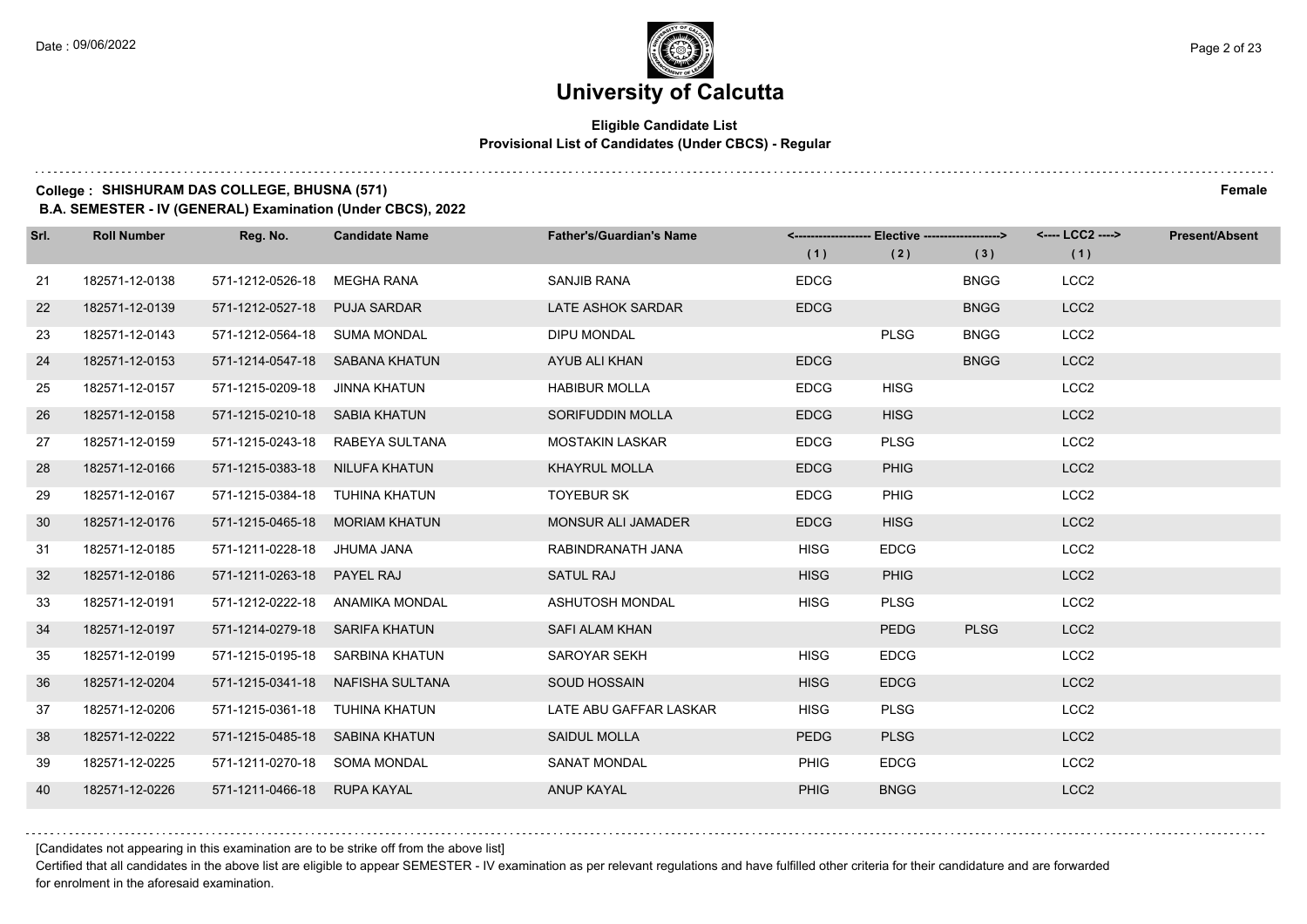# University of Calcutta

**Eligible Candidate List**
**Provisional List of Candidates (Under CBCS) - Regular**

**College : SHISHURAM DAS COLLEGE, BHUSNA (571)** **Female**

**B.A. SEMESTER - IV (GENERAL) Examination (Under CBCS), 2022**

| Srl. | Roll Number | Reg. No. | Candidate Name | Father's/Guardian's Name | <---- Elective ----> | | | <---- LCC2 ----> | Present/Absent |
|---|---|---|---|---|---|---|---|---|---|
| | | | | | (1) | (2) | (3) | (1) | |
| 21 | 182571-12-0138 | 571-1212-0526-18 | MEGHA RANA | SANJIB RANA | EDCG | | BNGG | LCC2 | |
| 22 | 182571-12-0139 | 571-1212-0527-18 | PUJA SARDAR | LATE ASHOK SARDAR | EDCG | | BNGG | LCC2 | |
| 23 | 182571-12-0143 | 571-1212-0564-18 | SUMA MONDAL | DIPU MONDAL | | PLSG | BNGG | LCC2 | |
| 24 | 182571-12-0153 | 571-1214-0547-18 | SABANA KHATUN | AYUB ALI KHAN | EDCG | | BNGG | LCC2 | |
| 25 | 182571-12-0157 | 571-1215-0209-18 | JINNA KHATUN | HABIBUR MOLLA | EDCG | HISG | | LCC2 | |
| 26 | 182571-12-0158 | 571-1215-0210-18 | SABIA KHATUN | SORIFUDDIN MOLLA | EDCG | HISG | | LCC2 | |
| 27 | 182571-12-0159 | 571-1215-0243-18 | RABEYA SULTANA | MOSTAKIN LASKAR | EDCG | PLSG | | LCC2 | |
| 28 | 182571-12-0166 | 571-1215-0383-18 | NILUFA KHATUN | KHAYRUL MOLLA | EDCG | PHIG | | LCC2 | |
| 29 | 182571-12-0167 | 571-1215-0384-18 | TUHINA KHATUN | TOYEBUR SK | EDCG | PHIG | | LCC2 | |
| 30 | 182571-12-0176 | 571-1215-0465-18 | MORIAM KHATUN | MONSUR ALI JAMADER | EDCG | HISG | | LCC2 | |
| 31 | 182571-12-0185 | 571-1211-0228-18 | JHUMA JANA | RABINDRANATH JANA | HISG | EDCG | | LCC2 | |
| 32 | 182571-12-0186 | 571-1211-0263-18 | PAYEL RAJ | SATUL RAJ | HISG | PHIG | | LCC2 | |
| 33 | 182571-12-0191 | 571-1212-0222-18 | ANAMIKA MONDAL | ASHUTOSH MONDAL | HISG | PLSG | | LCC2 | |
| 34 | 182571-12-0197 | 571-1214-0279-18 | SARIFA KHATUN | SAFI ALAM KHAN | | PEDG | PLSG | LCC2 | |
| 35 | 182571-12-0199 | 571-1215-0195-18 | SARBINA KHATUN | SAROYAR SEKH | HISG | EDCG | | LCC2 | |
| 36 | 182571-12-0204 | 571-1215-0341-18 | NAFISHA SULTANA | SOUD HOSSAIN | HISG | EDCG | | LCC2 | |
| 37 | 182571-12-0206 | 571-1215-0361-18 | TUHINA KHATUN | LATE ABU GAFFAR LASKAR | HISG | PLSG | | LCC2 | |
| 38 | 182571-12-0222 | 571-1215-0485-18 | SABINA KHATUN | SAIDUL MOLLA | PEDG | PLSG | | LCC2 | |
| 39 | 182571-12-0225 | 571-1211-0270-18 | SOMA MONDAL | SANAT MONDAL | PHIG | EDCG | | LCC2 | |
| 40 | 182571-12-0226 | 571-1211-0466-18 | RUPA KAYAL | ANUP KAYAL | PHIG | BNGG | | LCC2 | |

[Candidates not appearing in this examination are to be strike off from the above list]

Certified that all candidates in the above list are eligible to appear SEMESTER - IV examination as per relevant regulations and have fulfilled other criteria for their candidature and are forwarded for enrolment in the aforesaid examination.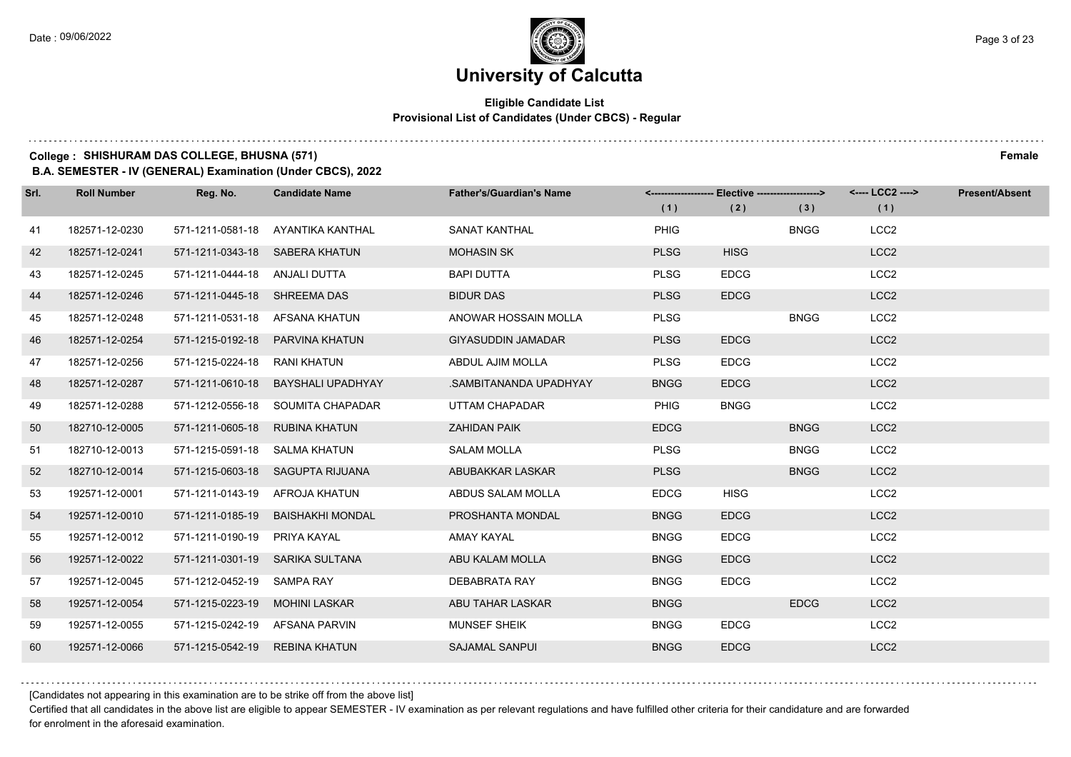# University of Calcutta

**Eligible Candidate List**
**Provisional List of Candidates (Under CBCS) - Regular**

**College : SHISHURAM DAS COLLEGE, BHUSNA (571)** **Female**

**B.A. SEMESTER - IV (GENERAL) Examination (Under CBCS), 2022**

| Srl. | Roll Number | Reg. No. | Candidate Name | Father's/Guardian's Name | <------- Elective -------> | | | <---- LCC2 ----> | Present/Absent |
|---|---|---|---|---|---|---|---|---|---|
| | | | | | (1) | (2) | (3) | (1) | |
| 41 | 182571-12-0230 | 571-1211-0581-18 | AYANTIKA KANTHAL | SANAT KANTHAL | PHIG | | BNGG | LCC2 | |
| 42 | 182571-12-0241 | 571-1211-0343-18 | SABERA KHATUN | MOHASIN SK | PLSG | HISG | | LCC2 | |
| 43 | 182571-12-0245 | 571-1211-0444-18 | ANJALI DUTTA | BAPI DUTTA | PLSG | EDCG | | LCC2 | |
| 44 | 182571-12-0246 | 571-1211-0445-18 | SHREEMA DAS | BIDUR DAS | PLSG | EDCG | | LCC2 | |
| 45 | 182571-12-0248 | 571-1211-0531-18 | AFSANA KHATUN | ANOWAR HOSSAIN MOLLA | PLSG | | BNGG | LCC2 | |
| 46 | 182571-12-0254 | 571-1215-0192-18 | PARVINA KHATUN | GIYASUDDIN JAMADAR | PLSG | EDCG | | LCC2 | |
| 47 | 182571-12-0256 | 571-1215-0224-18 | RANI KHATUN | ABDUL AJIM MOLLA | PLSG | EDCG | | LCC2 | |
| 48 | 182571-12-0287 | 571-1211-0610-18 | BAYSHALI UPADHYAY | .SAMBITANANDA UPADHYAY | BNGG | EDCG | | LCC2 | |
| 49 | 182571-12-0288 | 571-1212-0556-18 | SOUMITA CHAPADAR | UTTAM CHAPADAR | PHIG | BNGG | | LCC2 | |
| 50 | 182710-12-0005 | 571-1211-0605-18 | RUBINA KHATUN | ZAHIDAN PAIK | EDCG | | BNGG | LCC2 | |
| 51 | 182710-12-0013 | 571-1215-0591-18 | SALMA KHATUN | SALAM MOLLA | PLSG | | BNGG | LCC2 | |
| 52 | 182710-12-0014 | 571-1215-0603-18 | SAGUPTA RIJUANA | ABUBAKKAR LASKAR | PLSG | | BNGG | LCC2 | |
| 53 | 192571-12-0001 | 571-1211-0143-19 | AFROJA KHATUN | ABDUS SALAM MOLLA | EDCG | HISG | | LCC2 | |
| 54 | 192571-12-0010 | 571-1211-0185-19 | BAISHAKHI MONDAL | PROSHANTA MONDAL | BNGG | EDCG | | LCC2 | |
| 55 | 192571-12-0012 | 571-1211-0190-19 | PRIYA KAYAL | AMAY KAYAL | BNGG | EDCG | | LCC2 | |
| 56 | 192571-12-0022 | 571-1211-0301-19 | SARIKA SULTANA | ABU KALAM MOLLA | BNGG | EDCG | | LCC2 | |
| 57 | 192571-12-0045 | 571-1212-0452-19 | SAMPA RAY | DEBABRATA RAY | BNGG | EDCG | | LCC2 | |
| 58 | 192571-12-0054 | 571-1215-0223-19 | MOHINI LASKAR | ABU TAHAR LASKAR | BNGG | | EDCG | LCC2 | |
| 59 | 192571-12-0055 | 571-1215-0242-19 | AFSANA PARVIN | MUNSEF SHEIK | BNGG | EDCG | | LCC2 | |
| 60 | 192571-12-0066 | 571-1215-0542-19 | REBINA KHATUN | SAJAMAL SANPUI | BNGG | EDCG | | LCC2 | |

[Candidates not appearing in this examination are to be strike off from the above list]

Certified that all candidates in the above list are eligible to appear SEMESTER - IV examination as per relevant regulations and have fulfilled other criteria for their candidature and are forwarded for enrolment in the aforesaid examination.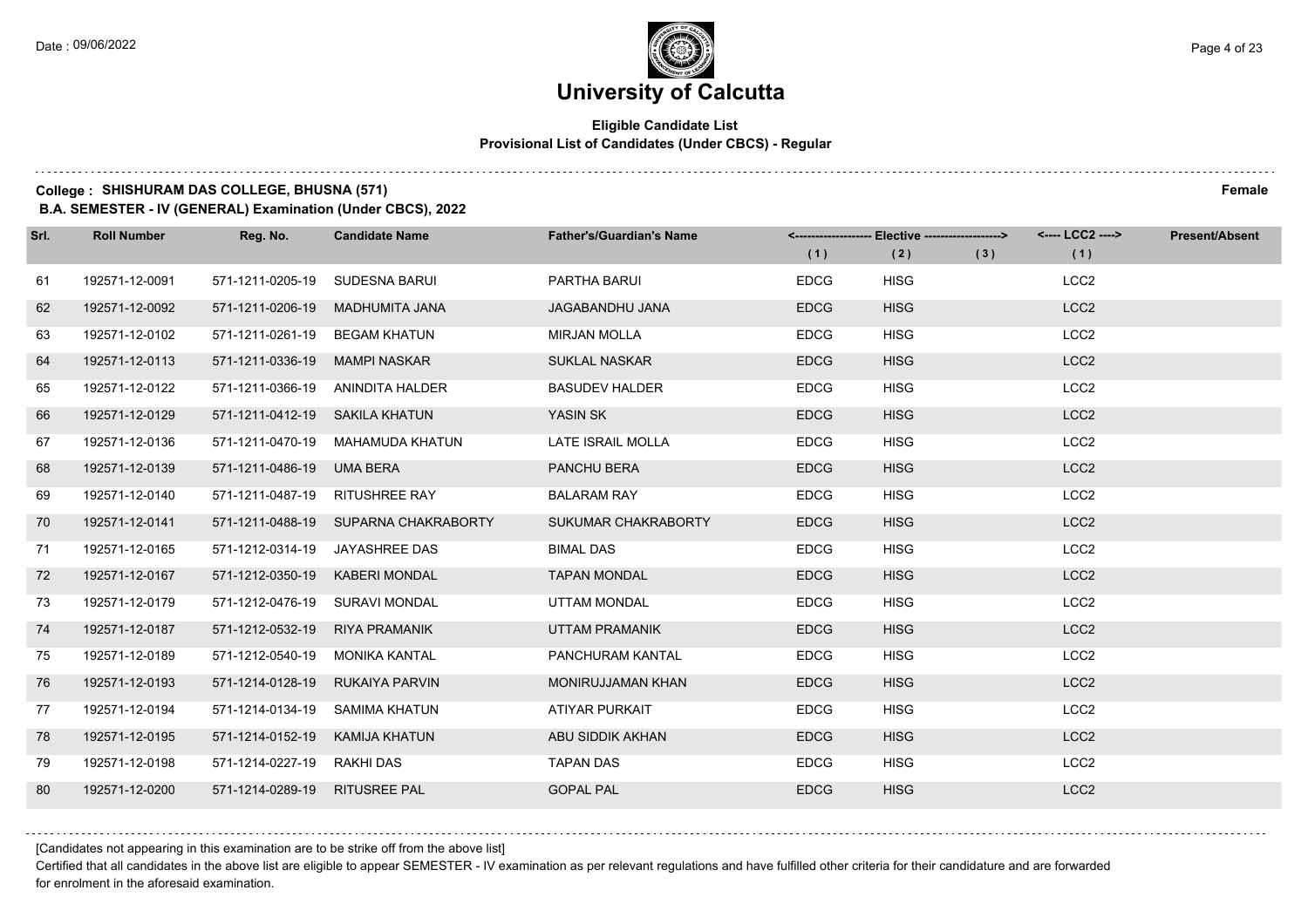# University of Calcutta

## Eligible Candidate List
### Provisional List of Candidates (Under CBCS) - Regular

**College : SHISHURAM DAS COLLEGE, BHUSNA (571)** **Female**

**B.A. SEMESTER - IV (GENERAL) Examination (Under CBCS), 2022**

| Srl. | Roll Number | Reg. No. | Candidate Name | Father's/Guardian's Name | Elective (1) | Elective (2) | Elective (3) | LCC2 (1) | Present/Absent |
|---|---|---|---|---|---|---|---|---|---|
| 61 | 192571-12-0091 | 571-1211-0205-19 | SUDESNA BARUI | PARTHA BARUI | EDCG | HISG | | LCC2 | |
| 62 | 192571-12-0092 | 571-1211-0206-19 | MADHUMITA JANA | JAGABANDHU JANA | EDCG | HISG | | LCC2 | |
| 63 | 192571-12-0102 | 571-1211-0261-19 | BEGAM KHATUN | MIRJAN MOLLA | EDCG | HISG | | LCC2 | |
| 64 | 192571-12-0113 | 571-1211-0336-19 | MAMPI NASKAR | SUKLAL NASKAR | EDCG | HISG | | LCC2 | |
| 65 | 192571-12-0122 | 571-1211-0366-19 | ANINDITA HALDER | BASUDEV HALDER | EDCG | HISG | | LCC2 | |
| 66 | 192571-12-0129 | 571-1211-0412-19 | SAKILA KHATUN | YASIN SK | EDCG | HISG | | LCC2 | |
| 67 | 192571-12-0136 | 571-1211-0470-19 | MAHAMUDA KHATUN | LATE ISRAIL MOLLA | EDCG | HISG | | LCC2 | |
| 68 | 192571-12-0139 | 571-1211-0486-19 | UMA BERA | PANCHU BERA | EDCG | HISG | | LCC2 | |
| 69 | 192571-12-0140 | 571-1211-0487-19 | RITUSHREE RAY | BALARAM RAY | EDCG | HISG | | LCC2 | |
| 70 | 192571-12-0141 | 571-1211-0488-19 | SUPARNA CHAKRABORTY | SUKUMAR CHAKRABORTY | EDCG | HISG | | LCC2 | |
| 71 | 192571-12-0165 | 571-1212-0314-19 | JAYASHREE DAS | BIMAL DAS | EDCG | HISG | | LCC2 | |
| 72 | 192571-12-0167 | 571-1212-0350-19 | KABERI MONDAL | TAPAN MONDAL | EDCG | HISG | | LCC2 | |
| 73 | 192571-12-0179 | 571-1212-0476-19 | SURAVI MONDAL | UTTAM MONDAL | EDCG | HISG | | LCC2 | |
| 74 | 192571-12-0187 | 571-1212-0532-19 | RIYA PRAMANIK | UTTAM PRAMANIK | EDCG | HISG | | LCC2 | |
| 75 | 192571-12-0189 | 571-1212-0540-19 | MONIKA KANTAL | PANCHURAM KANTAL | EDCG | HISG | | LCC2 | |
| 76 | 192571-12-0193 | 571-1214-0128-19 | RUKAIYA PARVIN | MONIRUJJAMAN KHAN | EDCG | HISG | | LCC2 | |
| 77 | 192571-12-0194 | 571-1214-0134-19 | SAMIMA KHATUN | ATIYAR PURKAIT | EDCG | HISG | | LCC2 | |
| 78 | 192571-12-0195 | 571-1214-0152-19 | KAMIJA KHATUN | ABU SIDDIK AKHAN | EDCG | HISG | | LCC2 | |
| 79 | 192571-12-0198 | 571-1214-0227-19 | RAKHI DAS | TAPAN DAS | EDCG | HISG | | LCC2 | |
| 80 | 192571-12-0200 | 571-1214-0289-19 | RITUSREE PAL | GOPAL PAL | EDCG | HISG | | LCC2 | |

[Candidates not appearing in this examination are to be strike off from the above list]

Certified that all candidates in the above list are eligible to appear SEMESTER - IV examination as per relevant regulations and have fulfilled other criteria for their candidature and are forwarded for enrolment in the aforesaid examination.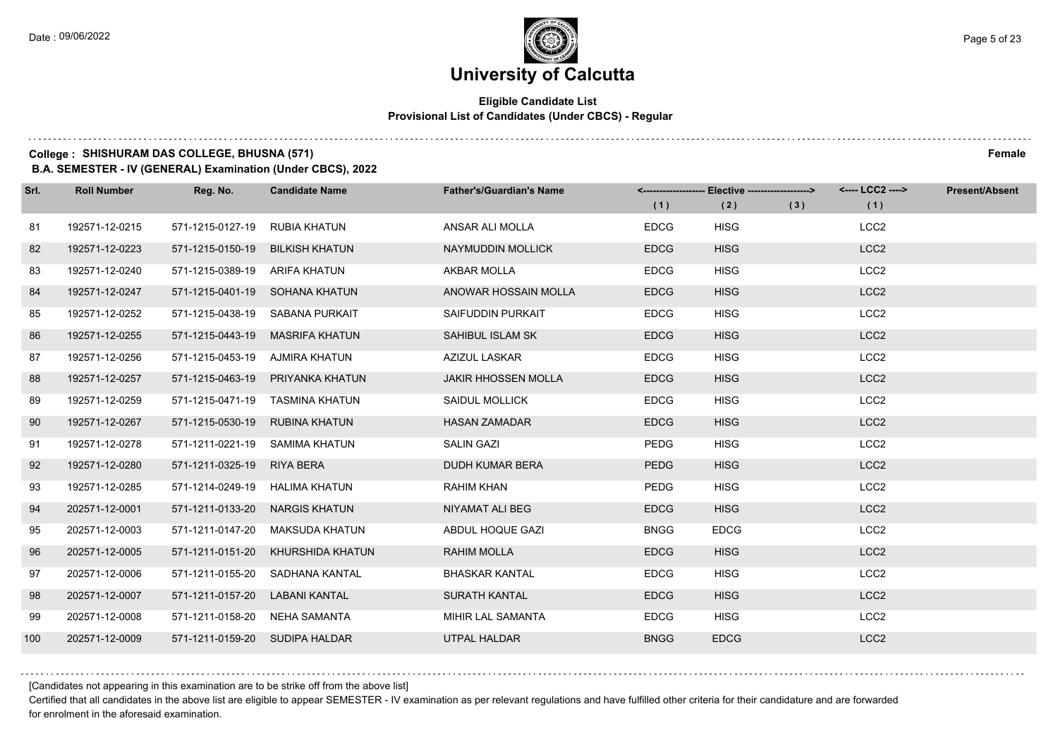# University of Calcutta

## Eligible Candidate List

### Provisional List of Candidates (Under CBCS) - Regular

**College : SHISHURAM DAS COLLEGE, BHUSNA (571)** **Female**

**B.A. SEMESTER - IV (GENERAL) Examination (Under CBCS), 2022**

| Srl. | Roll Number | Reg. No. | Candidate Name | Father's/Guardian's Name | Elective (1) | Elective (2) | Elective (3) | LCC2 (1) | Present/Absent |
|---|---|---|---|---|---|---|---|---|---|
| 81 | 192571-12-0215 | 571-1215-0127-19 | RUBIA KHATUN | ANSAR ALI MOLLA | EDCG | HISG | | LCC2 | |
| 82 | 192571-12-0223 | 571-1215-0150-19 | BILKISH KHATUN | NAYMUDDIN MOLLICK | EDCG | HISG | | LCC2 | |
| 83 | 192571-12-0240 | 571-1215-0389-19 | ARIFA KHATUN | AKBAR MOLLA | EDCG | HISG | | LCC2 | |
| 84 | 192571-12-0247 | 571-1215-0401-19 | SOHANA KHATUN | ANOWAR HOSSAIN MOLLA | EDCG | HISG | | LCC2 | |
| 85 | 192571-12-0252 | 571-1215-0438-19 | SABANA PURKAIT | SAIFUDDIN PURKAIT | EDCG | HISG | | LCC2 | |
| 86 | 192571-12-0255 | 571-1215-0443-19 | MASRIFA KHATUN | SAHIBUL ISLAM SK | EDCG | HISG | | LCC2 | |
| 87 | 192571-12-0256 | 571-1215-0453-19 | AJMIRA KHATUN | AZIZUL LASKAR | EDCG | HISG | | LCC2 | |
| 88 | 192571-12-0257 | 571-1215-0463-19 | PRIYANKA KHATUN | JAKIR HHOSSEN MOLLA | EDCG | HISG | | LCC2 | |
| 89 | 192571-12-0259 | 571-1215-0471-19 | TASMINA KHATUN | SAIDUL MOLLICK | EDCG | HISG | | LCC2 | |
| 90 | 192571-12-0267 | 571-1215-0530-19 | RUBINA KHATUN | HASAN ZAMADAR | EDCG | HISG | | LCC2 | |
| 91 | 192571-12-0278 | 571-1211-0221-19 | SAMIMA KHATUN | SALIN GAZI | PEDG | HISG | | LCC2 | |
| 92 | 192571-12-0280 | 571-1211-0325-19 | RIYA BERA | DUDH KUMAR BERA | PEDG | HISG | | LCC2 | |
| 93 | 192571-12-0285 | 571-1214-0249-19 | HALIMA KHATUN | RAHIM KHAN | PEDG | HISG | | LCC2 | |
| 94 | 202571-12-0001 | 571-1211-0133-20 | NARGIS KHATUN | NIYAMAT ALI BEG | EDCG | HISG | | LCC2 | |
| 95 | 202571-12-0003 | 571-1211-0147-20 | MAKSUDA KHATUN | ABDUL HOQUE GAZI | BNGG | EDCG | | LCC2 | |
| 96 | 202571-12-0005 | 571-1211-0151-20 | KHURSHIDA KHATUN | RAHIM MOLLA | EDCG | HISG | | LCC2 | |
| 97 | 202571-12-0006 | 571-1211-0155-20 | SADHANA KANTAL | BHASKAR KANTAL | EDCG | HISG | | LCC2 | |
| 98 | 202571-12-0007 | 571-1211-0157-20 | LABANI KANTAL | SURATH KANTAL | EDCG | HISG | | LCC2 | |
| 99 | 202571-12-0008 | 571-1211-0158-20 | NEHA SAMANTA | MIHIR LAL SAMANTA | EDCG | HISG | | LCC2 | |
| 100 | 202571-12-0009 | 571-1211-0159-20 | SUDIPA HALDAR | UTPAL HALDAR | BNGG | EDCG | | LCC2 | |

[Candidates not appearing in this examination are to be strike off from the above list]

Certified that all candidates in the above list are eligible to appear SEMESTER - IV examination as per relevant regulations and have fulfilled other criteria for their candidature and are forwarded for enrolment in the aforesaid examination.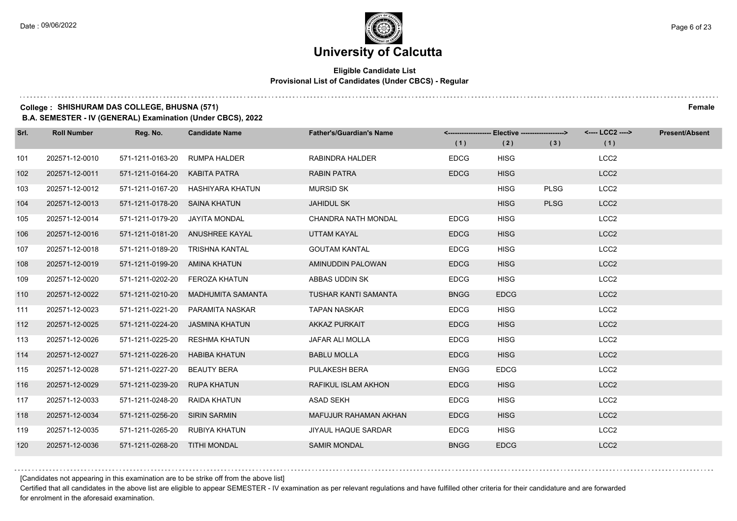# University of Calcutta

**Eligible Candidate List**
**Provisional List of Candidates (Under CBCS) - Regular**

**College : SHISHURAM DAS COLLEGE, BHUSNA (571)** **Female**

**B.A. SEMESTER - IV (GENERAL) Examination (Under CBCS), 2022**

| Srl. | Roll Number | Reg. No. | Candidate Name | Father's/Guardian's Name | Elective (1) | Elective (2) | Elective (3) | LCC2 (1) | Present/Absent |
|---|---|---|---|---|---|---|---|---|---|
| 101 | 202571-12-0010 | 571-1211-0163-20 | RUMPA HALDER | RABINDRA HALDER | EDCG | HISG | | LCC2 | |
| 102 | 202571-12-0011 | 571-1211-0164-20 | KABITA PATRA | RABIN PATRA | EDCG | HISG | | LCC2 | |
| 103 | 202571-12-0012 | 571-1211-0167-20 | HASHIYARA KHATUN | MURSID SK | | HISG | PLSG | LCC2 | |
| 104 | 202571-12-0013 | 571-1211-0178-20 | SAINA KHATUN | JAHIDUL SK | | HISG | PLSG | LCC2 | |
| 105 | 202571-12-0014 | 571-1211-0179-20 | JAYITA MONDAL | CHANDRA NATH MONDAL | EDCG | HISG | | LCC2 | |
| 106 | 202571-12-0016 | 571-1211-0181-20 | ANUSHREE KAYAL | UTTAM KAYAL | EDCG | HISG | | LCC2 | |
| 107 | 202571-12-0018 | 571-1211-0189-20 | TRISHNA KANTAL | GOUTAM KANTAL | EDCG | HISG | | LCC2 | |
| 108 | 202571-12-0019 | 571-1211-0199-20 | AMINA KHATUN | AMINUDDIN PALOWAN | EDCG | HISG | | LCC2 | |
| 109 | 202571-12-0020 | 571-1211-0202-20 | FEROZA KHATUN | ABBAS UDDIN SK | EDCG | HISG | | LCC2 | |
| 110 | 202571-12-0022 | 571-1211-0210-20 | MADHUMITA SAMANTA | TUSHAR KANTI SAMANTA | BNGG | EDCG | | LCC2 | |
| 111 | 202571-12-0023 | 571-1211-0221-20 | PARAMITA NASKAR | TAPAN NASKAR | EDCG | HISG | | LCC2 | |
| 112 | 202571-12-0025 | 571-1211-0224-20 | JASMINA KHATUN | AKKAZ PURKAIT | EDCG | HISG | | LCC2 | |
| 113 | 202571-12-0026 | 571-1211-0225-20 | RESHMA KHATUN | JAFAR ALI MOLLA | EDCG | HISG | | LCC2 | |
| 114 | 202571-12-0027 | 571-1211-0226-20 | HABIBA KHATUN | BABLU MOLLA | EDCG | HISG | | LCC2 | |
| 115 | 202571-12-0028 | 571-1211-0227-20 | BEAUTY BERA | PULAKESH BERA | ENGG | EDCG | | LCC2 | |
| 116 | 202571-12-0029 | 571-1211-0239-20 | RUPA KHATUN | RAFIKUL ISLAM AKHON | EDCG | HISG | | LCC2 | |
| 117 | 202571-12-0033 | 571-1211-0248-20 | RAIDA KHATUN | ASAD SEKH | EDCG | HISG | | LCC2 | |
| 118 | 202571-12-0034 | 571-1211-0256-20 | SIRIN SARMIN | MAFUJUR RAHAMAN AKHAN | EDCG | HISG | | LCC2 | |
| 119 | 202571-12-0035 | 571-1211-0265-20 | RUBIYA KHATUN | JIYAUL HAQUE SARDAR | EDCG | HISG | | LCC2 | |
| 120 | 202571-12-0036 | 571-1211-0268-20 | TITHI MONDAL | SAMIR MONDAL | BNGG | EDCG | | LCC2 | |

[Candidates not appearing in this examination are to be strike off from the above list]

Certified that all candidates in the above list are eligible to appear SEMESTER - IV examination as per relevant regulations and have fulfilled other criteria for their candidature and are forwarded for enrolment in the aforesaid examination.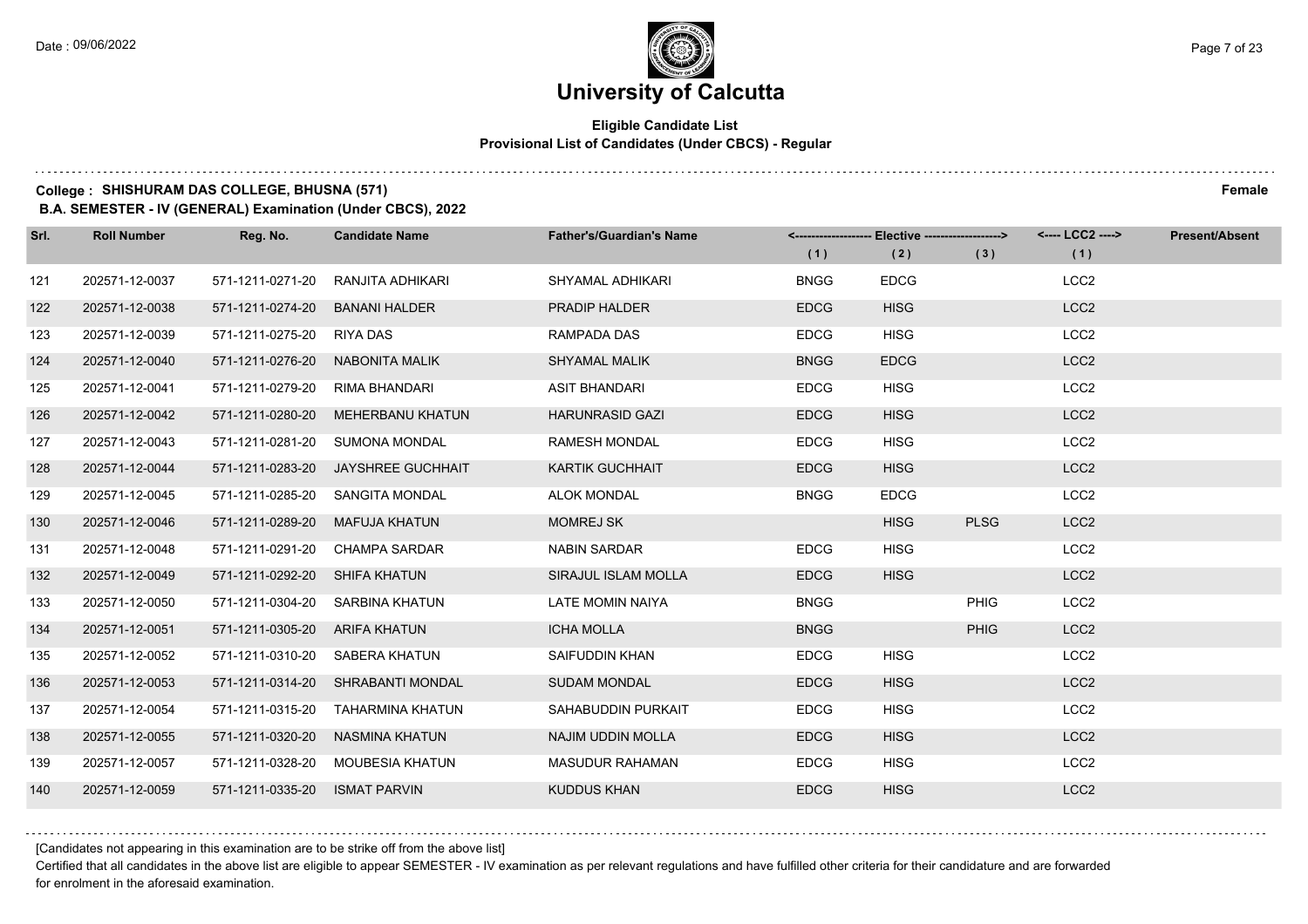Date : 09/06/2022

# University of Calcutta

## Eligible Candidate List
### Provisional List of Candidates (Under CBCS) - Regular

**College : SHISHURAM DAS COLLEGE, BHUSNA (571)** **Female**

**B.A. SEMESTER - IV (GENERAL) Examination (Under CBCS), 2022**

| Srl. | Roll Number | Reg. No. | Candidate Name | Father's/Guardian's Name | Elective (1) | Elective (2) | Elective (3) | LCC2 (1) | Present/Absent |
|---|---|---|---|---|---|---|---|---|---|
| 121 | 202571-12-0037 | 571-1211-0271-20 | RANJITA ADHIKARI | SHYAMAL ADHIKARI | BNGG | EDCG | | LCC2 | |
| 122 | 202571-12-0038 | 571-1211-0274-20 | BANANI HALDER | PRADIP HALDER | EDCG | HISG | | LCC2 | |
| 123 | 202571-12-0039 | 571-1211-0275-20 | RIYA DAS | RAMPADA DAS | EDCG | HISG | | LCC2 | |
| 124 | 202571-12-0040 | 571-1211-0276-20 | NABONITA MALIK | SHYAMAL MALIK | BNGG | EDCG | | LCC2 | |
| 125 | 202571-12-0041 | 571-1211-0279-20 | RIMA BHANDARI | ASIT BHANDARI | EDCG | HISG | | LCC2 | |
| 126 | 202571-12-0042 | 571-1211-0280-20 | MEHERBANU KHATUN | HARUNRASID GAZI | EDCG | HISG | | LCC2 | |
| 127 | 202571-12-0043 | 571-1211-0281-20 | SUMONA MONDAL | RAMESH MONDAL | EDCG | HISG | | LCC2 | |
| 128 | 202571-12-0044 | 571-1211-0283-20 | JAYSHREE GUCHHAIT | KARTIK GUCHHAIT | EDCG | HISG | | LCC2 | |
| 129 | 202571-12-0045 | 571-1211-0285-20 | SANGITA MONDAL | ALOK MONDAL | BNGG | EDCG | | LCC2 | |
| 130 | 202571-12-0046 | 571-1211-0289-20 | MAFUJA KHATUN | MOMREJ SK | | HISG | PLSG | LCC2 | |
| 131 | 202571-12-0048 | 571-1211-0291-20 | CHAMPA SARDAR | NABIN SARDAR | EDCG | HISG | | LCC2 | |
| 132 | 202571-12-0049 | 571-1211-0292-20 | SHIFA KHATUN | SIRAJUL ISLAM MOLLA | EDCG | HISG | | LCC2 | |
| 133 | 202571-12-0050 | 571-1211-0304-20 | SARBINA KHATUN | LATE MOMIN NAIYA | BNGG | | PHIG | LCC2 | |
| 134 | 202571-12-0051 | 571-1211-0305-20 | ARIFA KHATUN | ICHA MOLLA | BNGG | | PHIG | LCC2 | |
| 135 | 202571-12-0052 | 571-1211-0310-20 | SABERA KHATUN | SAIFUDDIN KHAN | EDCG | HISG | | LCC2 | |
| 136 | 202571-12-0053 | 571-1211-0314-20 | SHRABANTI MONDAL | SUDAM MONDAL | EDCG | HISG | | LCC2 | |
| 137 | 202571-12-0054 | 571-1211-0315-20 | TAHARMINA KHATUN | SAHABUDDIN PURKAIT | EDCG | HISG | | LCC2 | |
| 138 | 202571-12-0055 | 571-1211-0320-20 | NASMINA KHATUN | NAJIM UDDIN MOLLA | EDCG | HISG | | LCC2 | |
| 139 | 202571-12-0057 | 571-1211-0328-20 | MOUBESIA KHATUN | MASUDUR RAHAMAN | EDCG | HISG | | LCC2 | |
| 140 | 202571-12-0059 | 571-1211-0335-20 | ISMAT PARVIN | KUDDUS KHAN | EDCG | HISG | | LCC2 | |

[Candidates not appearing in this examination are to be strike off from the above list]

Certified that all candidates in the above list are eligible to appear SEMESTER - IV examination as per relevant regulations and have fulfilled other criteria for their candidature and are forwarded for enrolment in the aforesaid examination.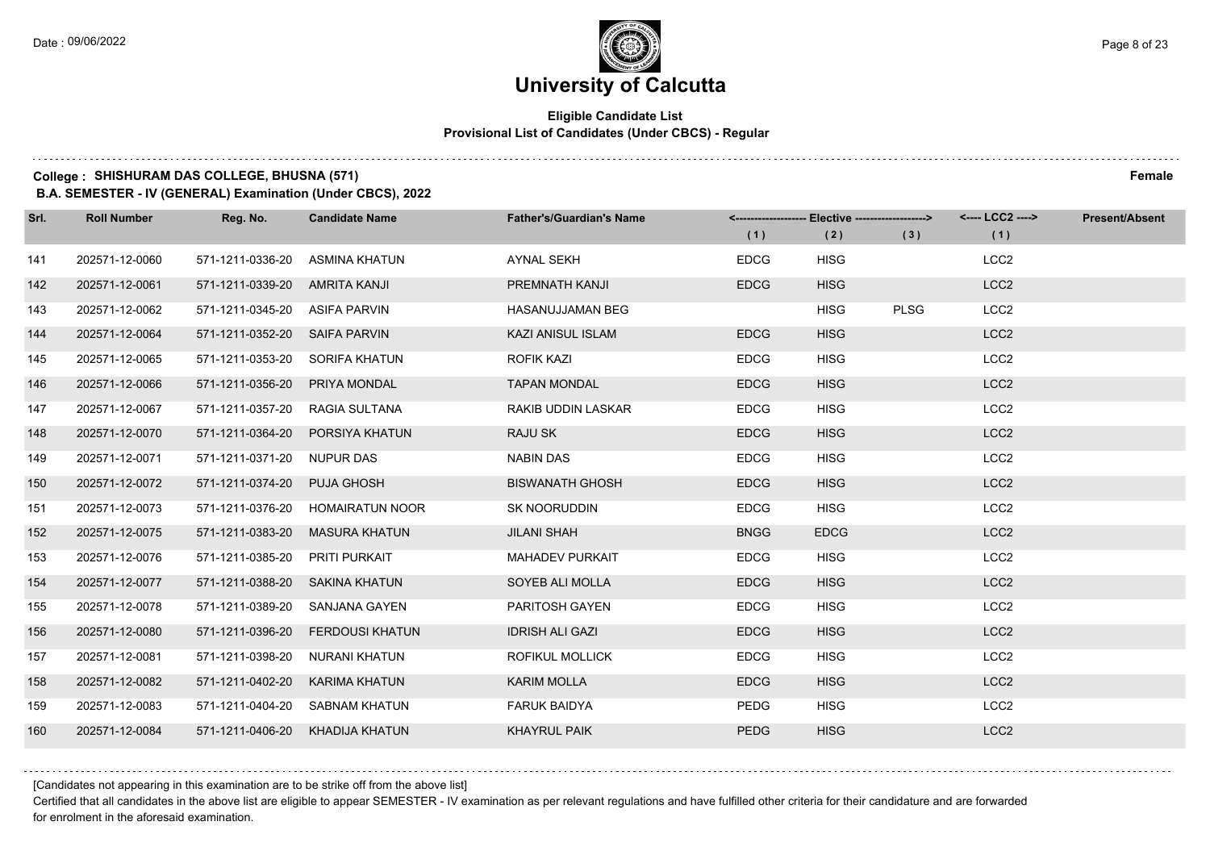# University of Calcutta

## Eligible Candidate List
### Provisional List of Candidates (Under CBCS) - Regular

**College : SHISHURAM DAS COLLEGE, BHUSNA (571)** **Female**

**B.A. SEMESTER - IV (GENERAL) Examination (Under CBCS), 2022**

| Srl. | Roll Number | Reg. No. | Candidate Name | Father's/Guardian's Name | Elective (1) | Elective (2) | Elective (3) | LCC2 (1) | Present/Absent |
|---|---|---|---|---|---|---|---|---|---|
| 141 | 202571-12-0060 | 571-1211-0336-20 | ASMINA KHATUN | AYNAL SEKH | EDCG | HISG | | LCC2 | |
| 142 | 202571-12-0061 | 571-1211-0339-20 | AMRITA KANJI | PREMNATH KANJI | EDCG | HISG | | LCC2 | |
| 143 | 202571-12-0062 | 571-1211-0345-20 | ASIFA PARVIN | HASANUJJAMAN BEG | | HISG | PLSG | LCC2 | |
| 144 | 202571-12-0064 | 571-1211-0352-20 | SAIFA PARVIN | KAZI ANISUL ISLAM | EDCG | HISG | | LCC2 | |
| 145 | 202571-12-0065 | 571-1211-0353-20 | SORIFA KHATUN | ROFIK KAZI | EDCG | HISG | | LCC2 | |
| 146 | 202571-12-0066 | 571-1211-0356-20 | PRIYA MONDAL | TAPAN MONDAL | EDCG | HISG | | LCC2 | |
| 147 | 202571-12-0067 | 571-1211-0357-20 | RAGIA SULTANA | RAKIB UDDIN LASKAR | EDCG | HISG | | LCC2 | |
| 148 | 202571-12-0070 | 571-1211-0364-20 | PORSIYA KHATUN | RAJU SK | EDCG | HISG | | LCC2 | |
| 149 | 202571-12-0071 | 571-1211-0371-20 | NUPUR DAS | NABIN DAS | EDCG | HISG | | LCC2 | |
| 150 | 202571-12-0072 | 571-1211-0374-20 | PUJA GHOSH | BISWANATH GHOSH | EDCG | HISG | | LCC2 | |
| 151 | 202571-12-0073 | 571-1211-0376-20 | HOMAIRATUN NOOR | SK NOORUDDIN | EDCG | HISG | | LCC2 | |
| 152 | 202571-12-0075 | 571-1211-0383-20 | MASURA KHATUN | JILANI SHAH | BNGG | EDCG | | LCC2 | |
| 153 | 202571-12-0076 | 571-1211-0385-20 | PRITI PURKAIT | MAHADEV PURKAIT | EDCG | HISG | | LCC2 | |
| 154 | 202571-12-0077 | 571-1211-0388-20 | SAKINA KHATUN | SOYEB ALI MOLLA | EDCG | HISG | | LCC2 | |
| 155 | 202571-12-0078 | 571-1211-0389-20 | SANJANA GAYEN | PARITOSH GAYEN | EDCG | HISG | | LCC2 | |
| 156 | 202571-12-0080 | 571-1211-0396-20 | FERDOUSI KHATUN | IDRISH ALI GAZI | EDCG | HISG | | LCC2 | |
| 157 | 202571-12-0081 | 571-1211-0398-20 | NURANI KHATUN | ROFIKUL MOLLICK | EDCG | HISG | | LCC2 | |
| 158 | 202571-12-0082 | 571-1211-0402-20 | KARIMA KHATUN | KARIM MOLLA | EDCG | HISG | | LCC2 | |
| 159 | 202571-12-0083 | 571-1211-0404-20 | SABNAM KHATUN | FARUK BAIDYA | PEDG | HISG | | LCC2 | |
| 160 | 202571-12-0084 | 571-1211-0406-20 | KHADIJA KHATUN | KHAYRUL PAIK | PEDG | HISG | | LCC2 | |

[Candidates not appearing in this examination are to be strike off from the above list]

Certified that all candidates in the above list are eligible to appear SEMESTER - IV examination as per relevant regulations and have fulfilled other criteria for their candidature and are forwarded for enrolment in the aforesaid examination.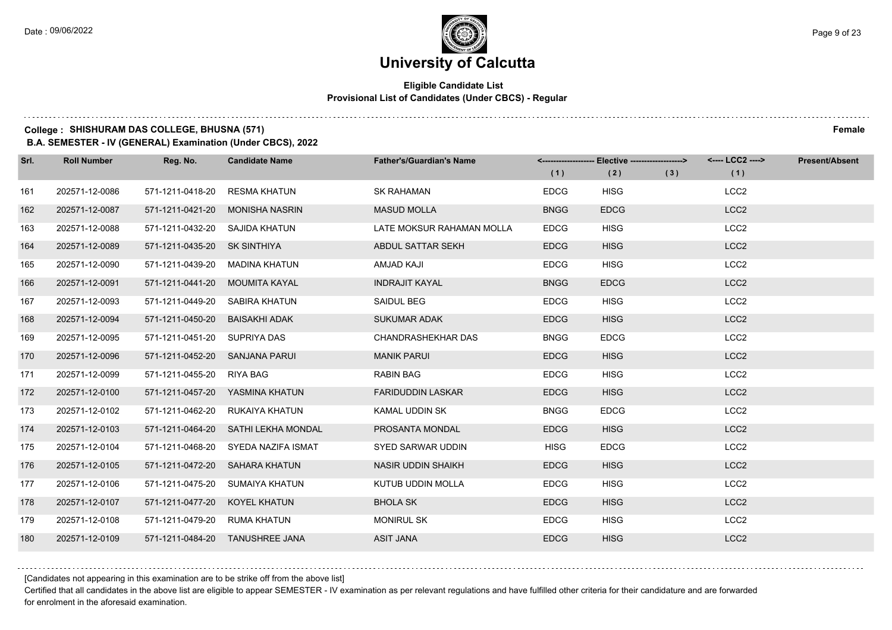# University of Calcutta

## Eligible Candidate List
### Provisional List of Candidates (Under CBCS) - Regular

**College : SHISHURAM DAS COLLEGE, BHUSNA (571)** **Female**

**B.A. SEMESTER - IV (GENERAL) Examination (Under CBCS), 2022**

| Srl. | Roll Number | Reg. No. | Candidate Name | Father's/Guardian's Name | Elective (1) | Elective (2) | Elective (3) | LCC2 (1) | Present/Absent |
|---|---|---|---|---|---|---|---|---|---|
| 161 | 202571-12-0086 | 571-1211-0418-20 | RESMA KHATUN | SK RAHAMAN | EDCG | HISG | | LCC2 | |
| 162 | 202571-12-0087 | 571-1211-0421-20 | MONISHA NASRIN | MASUD MOLLA | BNGG | EDCG | | LCC2 | |
| 163 | 202571-12-0088 | 571-1211-0432-20 | SAJIDA KHATUN | LATE MOKSUR RAHAMAN MOLLA | EDCG | HISG | | LCC2 | |
| 164 | 202571-12-0089 | 571-1211-0435-20 | SK SINTHIYA | ABDUL SATTAR SEKH | EDCG | HISG | | LCC2 | |
| 165 | 202571-12-0090 | 571-1211-0439-20 | MADINA KHATUN | AMJAD KAJI | EDCG | HISG | | LCC2 | |
| 166 | 202571-12-0091 | 571-1211-0441-20 | MOUMITA KAYAL | INDRAJIT KAYAL | BNGG | EDCG | | LCC2 | |
| 167 | 202571-12-0093 | 571-1211-0449-20 | SABIRA KHATUN | SAIDUL BEG | EDCG | HISG | | LCC2 | |
| 168 | 202571-12-0094 | 571-1211-0450-20 | BAISAKHI ADAK | SUKUMAR ADAK | EDCG | HISG | | LCC2 | |
| 169 | 202571-12-0095 | 571-1211-0451-20 | SUPRIYA DAS | CHANDRASHEKHAR DAS | BNGG | EDCG | | LCC2 | |
| 170 | 202571-12-0096 | 571-1211-0452-20 | SANJANA PARUI | MANIK PARUI | EDCG | HISG | | LCC2 | |
| 171 | 202571-12-0099 | 571-1211-0455-20 | RIYA BAG | RABIN BAG | EDCG | HISG | | LCC2 | |
| 172 | 202571-12-0100 | 571-1211-0457-20 | YASMINA KHATUN | FARIDUDDIN LASKAR | EDCG | HISG | | LCC2 | |
| 173 | 202571-12-0102 | 571-1211-0462-20 | RUKAIYA KHATUN | KAMAL UDDIN SK | BNGG | EDCG | | LCC2 | |
| 174 | 202571-12-0103 | 571-1211-0464-20 | SATHI LEKHA MONDAL | PROSANTA MONDAL | EDCG | HISG | | LCC2 | |
| 175 | 202571-12-0104 | 571-1211-0468-20 | SYEDA NAZIFA ISMAT | SYED SARWAR UDDIN | HISG | EDCG | | LCC2 | |
| 176 | 202571-12-0105 | 571-1211-0472-20 | SAHARA KHATUN | NASIR UDDIN SHAIKH | EDCG | HISG | | LCC2 | |
| 177 | 202571-12-0106 | 571-1211-0475-20 | SUMAIYA KHATUN | KUTUB UDDIN MOLLA | EDCG | HISG | | LCC2 | |
| 178 | 202571-12-0107 | 571-1211-0477-20 | KOYEL KHATUN | BHOLA SK | EDCG | HISG | | LCC2 | |
| 179 | 202571-12-0108 | 571-1211-0479-20 | RUMA KHATUN | MONIRUL SK | EDCG | HISG | | LCC2 | |
| 180 | 202571-12-0109 | 571-1211-0484-20 | TANUSHREE JANA | ASIT JANA | EDCG | HISG | | LCC2 | |

[Candidates not appearing in this examination are to be strike off from the above list]

Certified that all candidates in the above list are eligible to appear SEMESTER - IV examination as per relevant regulations and have fulfilled other criteria for their candidature and are forwarded for enrolment in the aforesaid examination.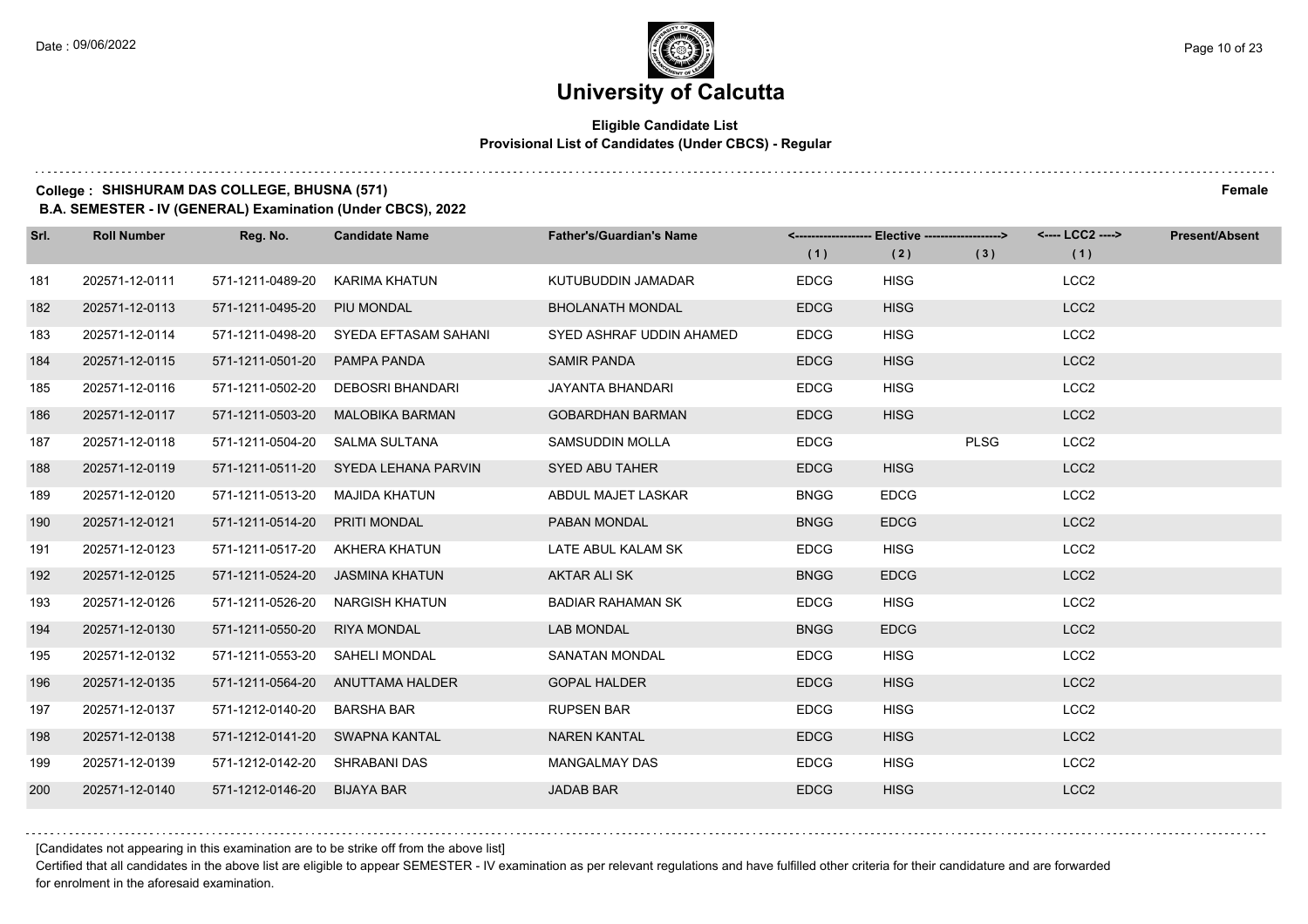# University of Calcutta

## Eligible Candidate List
### Provisional List of Candidates (Under CBCS) - Regular

**College : SHISHURAM DAS COLLEGE, BHUSNA (571)** **Female**

**B.A. SEMESTER - IV (GENERAL) Examination (Under CBCS), 2022**

| Srl. | Roll Number | Reg. No. | Candidate Name | Father's/Guardian's Name | Elective (1) | Elective (2) | Elective (3) | LCC2 (1) | Present/Absent |
|---|---|---|---|---|---|---|---|---|---|
| 181 | 202571-12-0111 | 571-1211-0489-20 | KARIMA KHATUN | KUTUBUDDIN JAMADAR | EDCG | HISG | | LCC2 | |
| 182 | 202571-12-0113 | 571-1211-0495-20 | PIU MONDAL | BHOLANATH MONDAL | EDCG | HISG | | LCC2 | |
| 183 | 202571-12-0114 | 571-1211-0498-20 | SYEDA EFTASAM SAHANI | SYED ASHRAF UDDIN AHAMED | EDCG | HISG | | LCC2 | |
| 184 | 202571-12-0115 | 571-1211-0501-20 | PAMPA PANDA | SAMIR PANDA | EDCG | HISG | | LCC2 | |
| 185 | 202571-12-0116 | 571-1211-0502-20 | DEBOSRI BHANDARI | JAYANTA BHANDARI | EDCG | HISG | | LCC2 | |
| 186 | 202571-12-0117 | 571-1211-0503-20 | MALOBIKA BARMAN | GOBARDHAN BARMAN | EDCG | HISG | | LCC2 | |
| 187 | 202571-12-0118 | 571-1211-0504-20 | SALMA SULTANA | SAMSUDDIN MOLLA | EDCG | | PLSG | LCC2 | |
| 188 | 202571-12-0119 | 571-1211-0511-20 | SYEDA LEHANA PARVIN | SYED ABU TAHER | EDCG | HISG | | LCC2 | |
| 189 | 202571-12-0120 | 571-1211-0513-20 | MAJIDA KHATUN | ABDUL MAJET LASKAR | BNGG | EDCG | | LCC2 | |
| 190 | 202571-12-0121 | 571-1211-0514-20 | PRITI MONDAL | PABAN MONDAL | BNGG | EDCG | | LCC2 | |
| 191 | 202571-12-0123 | 571-1211-0517-20 | AKHERA KHATUN | LATE ABUL KALAM SK | EDCG | HISG | | LCC2 | |
| 192 | 202571-12-0125 | 571-1211-0524-20 | JASMINA KHATUN | AKTAR ALI SK | BNGG | EDCG | | LCC2 | |
| 193 | 202571-12-0126 | 571-1211-0526-20 | NARGISH KHATUN | BADIAR RAHAMAN SK | EDCG | HISG | | LCC2 | |
| 194 | 202571-12-0130 | 571-1211-0550-20 | RIYA MONDAL | LAB MONDAL | BNGG | EDCG | | LCC2 | |
| 195 | 202571-12-0132 | 571-1211-0553-20 | SAHELI MONDAL | SANATAN MONDAL | EDCG | HISG | | LCC2 | |
| 196 | 202571-12-0135 | 571-1211-0564-20 | ANUTTAMA HALDER | GOPAL HALDER | EDCG | HISG | | LCC2 | |
| 197 | 202571-12-0137 | 571-1212-0140-20 | BARSHA BAR | RUPSEN BAR | EDCG | HISG | | LCC2 | |
| 198 | 202571-12-0138 | 571-1212-0141-20 | SWAPNA KANTAL | NAREN KANTAL | EDCG | HISG | | LCC2 | |
| 199 | 202571-12-0139 | 571-1212-0142-20 | SHRABANI DAS | MANGALMAY DAS | EDCG | HISG | | LCC2 | |
| 200 | 202571-12-0140 | 571-1212-0146-20 | BIJAYA BAR | JADAB BAR | EDCG | HISG | | LCC2 | |

[Candidates not appearing in this examination are to be strike off from the above list]

Certified that all candidates in the above list are eligible to appear SEMESTER - IV examination as per relevant regulations and have fulfilled other criteria for their candidature and are forwarded for enrolment in the aforesaid examination.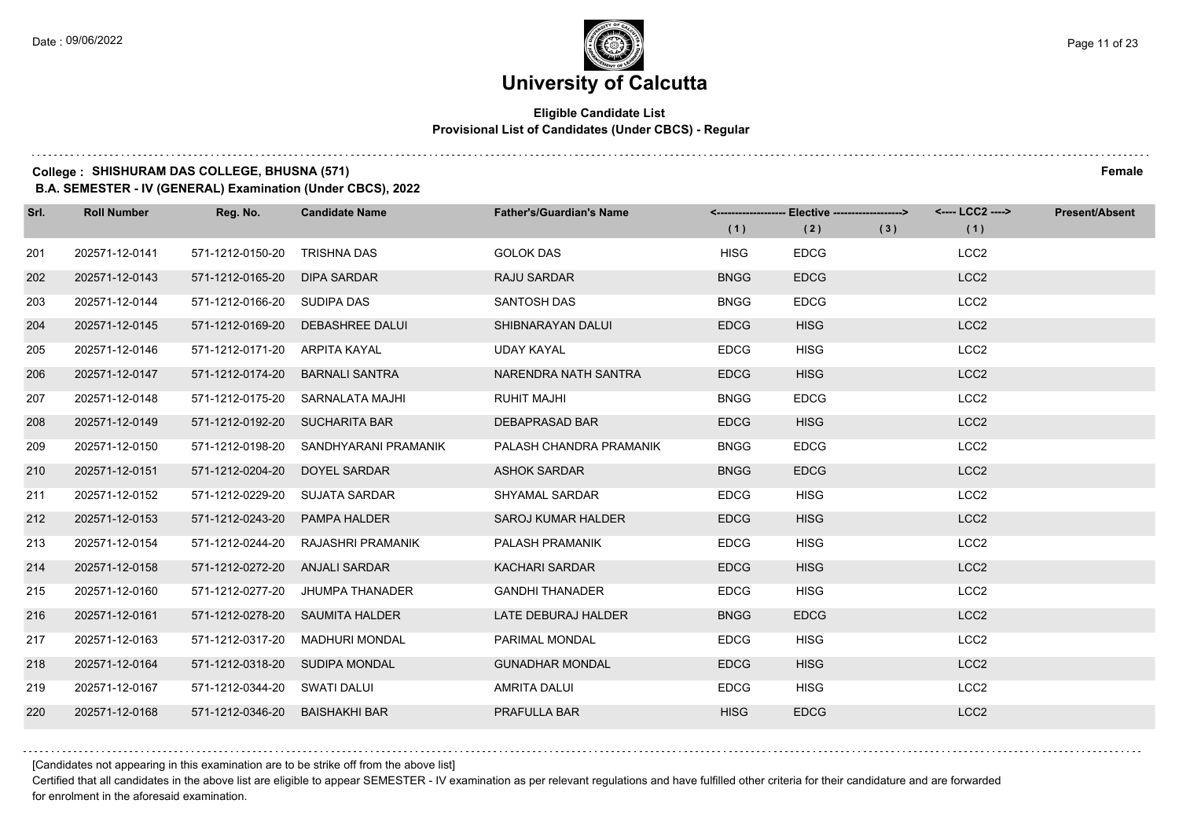# University of Calcutta

## Eligible Candidate List
### Provisional List of Candidates (Under CBCS) - Regular

**College : SHISHURAM DAS COLLEGE, BHUSNA (571)** **Female**

**B.A. SEMESTER - IV (GENERAL) Examination (Under CBCS), 2022**

| Srl. | Roll Number | Reg. No. | Candidate Name | Father's/Guardian's Name | Elective (1) | Elective (2) | Elective (3) | LCC2 (1) | Present/Absent |
|---|---|---|---|---|---|---|---|---|---|
| 201 | 202571-12-0141 | 571-1212-0150-20 | TRISHNA DAS | GOLOK DAS | HISG | EDCG | | LCC2 | |
| 202 | 202571-12-0143 | 571-1212-0165-20 | DIPA SARDAR | RAJU SARDAR | BNGG | EDCG | | LCC2 | |
| 203 | 202571-12-0144 | 571-1212-0166-20 | SUDIPA DAS | SANTOSH DAS | BNGG | EDCG | | LCC2 | |
| 204 | 202571-12-0145 | 571-1212-0169-20 | DEBASHREE DALUI | SHIBNARAYAN DALUI | EDCG | HISG | | LCC2 | |
| 205 | 202571-12-0146 | 571-1212-0171-20 | ARPITA KAYAL | UDAY KAYAL | EDCG | HISG | | LCC2 | |
| 206 | 202571-12-0147 | 571-1212-0174-20 | BARNALI SANTRA | NARENDRA NATH SANTRA | EDCG | HISG | | LCC2 | |
| 207 | 202571-12-0148 | 571-1212-0175-20 | SARNALATA MAJHI | RUHIT MAJHI | BNGG | EDCG | | LCC2 | |
| 208 | 202571-12-0149 | 571-1212-0192-20 | SUCHARITA BAR | DEBAPRASAD BAR | EDCG | HISG | | LCC2 | |
| 209 | 202571-12-0150 | 571-1212-0198-20 | SANDHYARANI PRAMANIK | PALASH CHANDRA PRAMANIK | BNGG | EDCG | | LCC2 | |
| 210 | 202571-12-0151 | 571-1212-0204-20 | DOYEL SARDAR | ASHOK SARDAR | BNGG | EDCG | | LCC2 | |
| 211 | 202571-12-0152 | 571-1212-0229-20 | SUJATA SARDAR | SHYAMAL SARDAR | EDCG | HISG | | LCC2 | |
| 212 | 202571-12-0153 | 571-1212-0243-20 | PAMPA HALDER | SAROJ KUMAR HALDER | EDCG | HISG | | LCC2 | |
| 213 | 202571-12-0154 | 571-1212-0244-20 | RAJASHRI PRAMANIK | PALASH PRAMANIK | EDCG | HISG | | LCC2 | |
| 214 | 202571-12-0158 | 571-1212-0272-20 | ANJALI SARDAR | KACHARI SARDAR | EDCG | HISG | | LCC2 | |
| 215 | 202571-12-0160 | 571-1212-0277-20 | JHUMPA THANADER | GANDHI THANADER | EDCG | HISG | | LCC2 | |
| 216 | 202571-12-0161 | 571-1212-0278-20 | SAUMITA HALDER | LATE DEBURAJ HALDER | BNGG | EDCG | | LCC2 | |
| 217 | 202571-12-0163 | 571-1212-0317-20 | MADHURI MONDAL | PARIMAL MONDAL | EDCG | HISG | | LCC2 | |
| 218 | 202571-12-0164 | 571-1212-0318-20 | SUDIPA MONDAL | GUNADHAR MONDAL | EDCG | HISG | | LCC2 | |
| 219 | 202571-12-0167 | 571-1212-0344-20 | SWATI DALUI | AMRITA DALUI | EDCG | HISG | | LCC2 | |
| 220 | 202571-12-0168 | 571-1212-0346-20 | BAISHAKHI BAR | PRAFULLA BAR | HISG | EDCG | | LCC2 | |

[Candidates not appearing in this examination are to be strike off from the above list]

Certified that all candidates in the above list are eligible to appear SEMESTER - IV examination as per relevant regulations and have fulfilled other criteria for their candidature and are forwarded for enrolment in the aforesaid examination.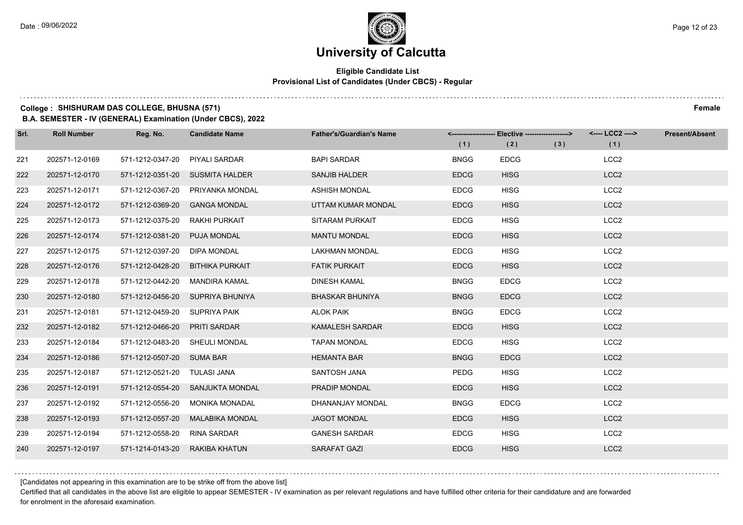# University of Calcutta

## Eligible Candidate List
### Provisional List of Candidates (Under CBCS) - Regular

**College : SHISHURAM DAS COLLEGE, BHUSNA (571)** **Female**

**B.A. SEMESTER - IV (GENERAL) Examination (Under CBCS), 2022**

| Srl. | Roll Number | Reg. No. | Candidate Name | Father's/Guardian's Name | Elective (1) | Elective (2) | Elective (3) | LCC2 (1) | Present/Absent |
|---|---|---|---|---|---|---|---|---|---|
| 221 | 202571-12-0169 | 571-1212-0347-20 | PIYALI SARDAR | BAPI SARDAR | BNGG | EDCG | | LCC2 | |
| 222 | 202571-12-0170 | 571-1212-0351-20 | SUSMITA HALDER | SANJIB HALDER | EDCG | HISG | | LCC2 | |
| 223 | 202571-12-0171 | 571-1212-0367-20 | PRIYANKA MONDAL | ASHISH MONDAL | EDCG | HISG | | LCC2 | |
| 224 | 202571-12-0172 | 571-1212-0369-20 | GANGA MONDAL | UTTAM KUMAR MONDAL | EDCG | HISG | | LCC2 | |
| 225 | 202571-12-0173 | 571-1212-0375-20 | RAKHI PURKAIT | SITARAM PURKAIT | EDCG | HISG | | LCC2 | |
| 226 | 202571-12-0174 | 571-1212-0381-20 | PUJA MONDAL | MANTU MONDAL | EDCG | HISG | | LCC2 | |
| 227 | 202571-12-0175 | 571-1212-0397-20 | DIPA MONDAL | LAKHMAN MONDAL | EDCG | HISG | | LCC2 | |
| 228 | 202571-12-0176 | 571-1212-0428-20 | BITHIKA PURKAIT | FATIK PURKAIT | EDCG | HISG | | LCC2 | |
| 229 | 202571-12-0178 | 571-1212-0442-20 | MANDIRA KAMAL | DINESH KAMAL | BNGG | EDCG | | LCC2 | |
| 230 | 202571-12-0180 | 571-1212-0456-20 | SUPRIYA BHUNIYA | BHASKAR BHUNIYA | BNGG | EDCG | | LCC2 | |
| 231 | 202571-12-0181 | 571-1212-0459-20 | SUPRIYA PAIK | ALOK PAIK | BNGG | EDCG | | LCC2 | |
| 232 | 202571-12-0182 | 571-1212-0466-20 | PRITI SARDAR | KAMALESH SARDAR | EDCG | HISG | | LCC2 | |
| 233 | 202571-12-0184 | 571-1212-0483-20 | SHEULI MONDAL | TAPAN MONDAL | EDCG | HISG | | LCC2 | |
| 234 | 202571-12-0186 | 571-1212-0507-20 | SUMA BAR | HEMANTA BAR | BNGG | EDCG | | LCC2 | |
| 235 | 202571-12-0187 | 571-1212-0521-20 | TULASI JANA | SANTOSH JANA | PEDG | HISG | | LCC2 | |
| 236 | 202571-12-0191 | 571-1212-0554-20 | SANJUKTA MONDAL | PRADIP MONDAL | EDCG | HISG | | LCC2 | |
| 237 | 202571-12-0192 | 571-1212-0556-20 | MONIKA MONADAL | DHANANJAY MONDAL | BNGG | EDCG | | LCC2 | |
| 238 | 202571-12-0193 | 571-1212-0557-20 | MALABIKA MONDAL | JAGOT MONDAL | EDCG | HISG | | LCC2 | |
| 239 | 202571-12-0194 | 571-1212-0558-20 | RINA SARDAR | GANESH SARDAR | EDCG | HISG | | LCC2 | |
| 240 | 202571-12-0197 | 571-1214-0143-20 | RAKIBA KHATUN | SARAFAT GAZI | EDCG | HISG | | LCC2 | |

[Candidates not appearing in this examination are to be strike off from the above list]

Certified that all candidates in the above list are eligible to appear SEMESTER - IV examination as per relevant regulations and have fulfilled other criteria for their candidature and are forwarded for enrolment in the aforesaid examination.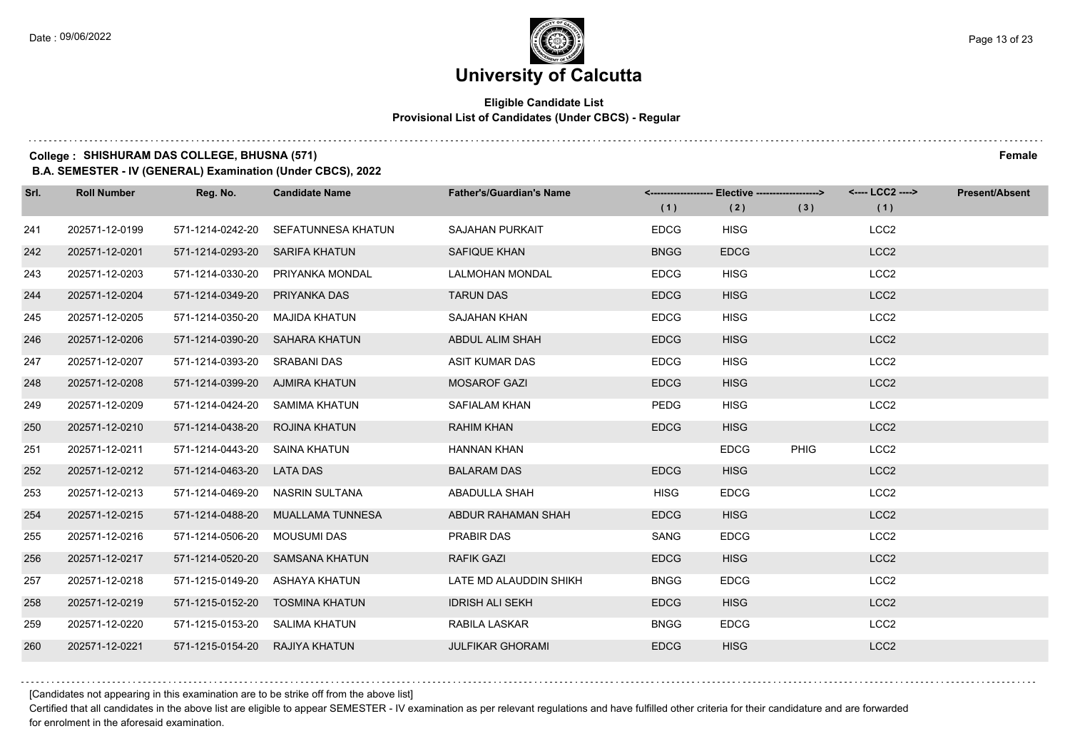# University of Calcutta

**Eligible Candidate List**
**Provisional List of Candidates (Under CBCS) - Regular**

**College : SHISHURAM DAS COLLEGE, BHUSNA (571)** **Female**

**B.A. SEMESTER - IV (GENERAL) Examination (Under CBCS), 2022**

| Srl. | Roll Number | Reg. No. | Candidate Name | Father's/Guardian's Name | Elective (1) | Elective (2) | Elective (3) | LCC2 (1) | Present/Absent |
|---|---|---|---|---|---|---|---|---|---|
| 241 | 202571-12-0199 | 571-1214-0242-20 | SEFATUNNESA KHATUN | SAJAHAN PURKAIT | EDCG | HISG | | LCC2 | |
| 242 | 202571-12-0201 | 571-1214-0293-20 | SARIFA KHATUN | SAFIQUE KHAN | BNGG | EDCG | | LCC2 | |
| 243 | 202571-12-0203 | 571-1214-0330-20 | PRIYANKA MONDAL | LALMOHAN MONDAL | EDCG | HISG | | LCC2 | |
| 244 | 202571-12-0204 | 571-1214-0349-20 | PRIYANKA DAS | TARUN DAS | EDCG | HISG | | LCC2 | |
| 245 | 202571-12-0205 | 571-1214-0350-20 | MAJIDA KHATUN | SAJAHAN KHAN | EDCG | HISG | | LCC2 | |
| 246 | 202571-12-0206 | 571-1214-0390-20 | SAHARA KHATUN | ABDUL ALIM SHAH | EDCG | HISG | | LCC2 | |
| 247 | 202571-12-0207 | 571-1214-0393-20 | SRABANI DAS | ASIT KUMAR DAS | EDCG | HISG | | LCC2 | |
| 248 | 202571-12-0208 | 571-1214-0399-20 | AJMIRA KHATUN | MOSAROF GAZI | EDCG | HISG | | LCC2 | |
| 249 | 202571-12-0209 | 571-1214-0424-20 | SAMIMA KHATUN | SAFIALAM KHAN | PEDG | HISG | | LCC2 | |
| 250 | 202571-12-0210 | 571-1214-0438-20 | ROJINA KHATUN | RAHIM KHAN | EDCG | HISG | | LCC2 | |
| 251 | 202571-12-0211 | 571-1214-0443-20 | SAINA KHATUN | HANNAN KHAN | | EDCG | PHIG | LCC2 | |
| 252 | 202571-12-0212 | 571-1214-0463-20 | LATA DAS | BALARAM DAS | EDCG | HISG | | LCC2 | |
| 253 | 202571-12-0213 | 571-1214-0469-20 | NASRIN SULTANA | ABADULLA SHAH | HISG | EDCG | | LCC2 | |
| 254 | 202571-12-0215 | 571-1214-0488-20 | MUALLAMA TUNNESA | ABDUR RAHAMAN SHAH | EDCG | HISG | | LCC2 | |
| 255 | 202571-12-0216 | 571-1214-0506-20 | MOUSUMI DAS | PRABIR DAS | SANG | EDCG | | LCC2 | |
| 256 | 202571-12-0217 | 571-1214-0520-20 | SAMSANA KHATUN | RAFIK GAZI | EDCG | HISG | | LCC2 | |
| 257 | 202571-12-0218 | 571-1215-0149-20 | ASHAYA KHATUN | LATE MD ALAUDDIN SHIKH | BNGG | EDCG | | LCC2 | |
| 258 | 202571-12-0219 | 571-1215-0152-20 | TOSMINA KHATUN | IDRISH ALI SEKH | EDCG | HISG | | LCC2 | |
| 259 | 202571-12-0220 | 571-1215-0153-20 | SALIMA KHATUN | RABILA LASKAR | BNGG | EDCG | | LCC2 | |
| 260 | 202571-12-0221 | 571-1215-0154-20 | RAJIYA KHATUN | JULFIKAR GHORAMI | EDCG | HISG | | LCC2 | |

[Candidates not appearing in this examination are to be strike off from the above list]

Certified that all candidates in the above list are eligible to appear SEMESTER - IV examination as per relevant regulations and have fulfilled other criteria for their candidature and are forwarded for enrolment in the aforesaid examination.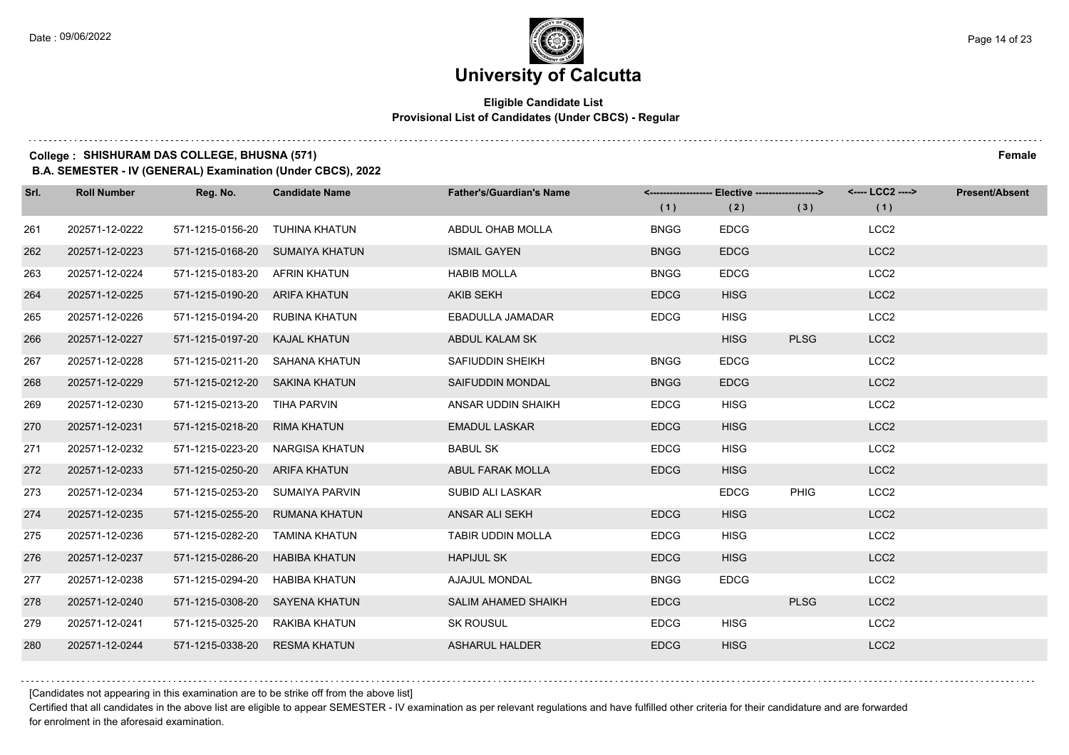# University of Calcutta

**Eligible Candidate List**
**Provisional List of Candidates (Under CBCS) - Regular**

**College : SHISHURAM DAS COLLEGE, BHUSNA (571)** **Female**

**B.A. SEMESTER - IV (GENERAL) Examination (Under CBCS), 2022**

| Srl. | Roll Number | Reg. No. | Candidate Name | Father's/Guardian's Name | <---- Elective ----> | | | <---- LCC2 ----> | Present/Absent |
|---|---|---|---|---|---|---|---|---|---|
| | | | | | (1) | (2) | (3) | (1) | |
| 261 | 202571-12-0222 | 571-1215-0156-20 | TUHINA KHATUN | ABDUL OHAB MOLLA | BNGG | EDCG | | LCC2 | |
| 262 | 202571-12-0223 | 571-1215-0168-20 | SUMAIYA KHATUN | ISMAIL GAYEN | BNGG | EDCG | | LCC2 | |
| 263 | 202571-12-0224 | 571-1215-0183-20 | AFRIN KHATUN | HABIB MOLLA | BNGG | EDCG | | LCC2 | |
| 264 | 202571-12-0225 | 571-1215-0190-20 | ARIFA KHATUN | AKIB SEKH | EDCG | HISG | | LCC2 | |
| 265 | 202571-12-0226 | 571-1215-0194-20 | RUBINA KHATUN | EBADULLA JAMADAR | EDCG | HISG | | LCC2 | |
| 266 | 202571-12-0227 | 571-1215-0197-20 | KAJAL KHATUN | ABDUL KALAM SK | | HISG | PLSG | LCC2 | |
| 267 | 202571-12-0228 | 571-1215-0211-20 | SAHANA KHATUN | SAFIUDDIN SHEIKH | BNGG | EDCG | | LCC2 | |
| 268 | 202571-12-0229 | 571-1215-0212-20 | SAKINA KHATUN | SAIFUDDIN MONDAL | BNGG | EDCG | | LCC2 | |
| 269 | 202571-12-0230 | 571-1215-0213-20 | TIHA PARVIN | ANSAR UDDIN SHAIKH | EDCG | HISG | | LCC2 | |
| 270 | 202571-12-0231 | 571-1215-0218-20 | RIMA KHATUN | EMADUL LASKAR | EDCG | HISG | | LCC2 | |
| 271 | 202571-12-0232 | 571-1215-0223-20 | NARGISA KHATUN | BABUL SK | EDCG | HISG | | LCC2 | |
| 272 | 202571-12-0233 | 571-1215-0250-20 | ARIFA KHATUN | ABUL FARAK MOLLA | EDCG | HISG | | LCC2 | |
| 273 | 202571-12-0234 | 571-1215-0253-20 | SUMAIYA PARVIN | SUBID ALI LASKAR | | EDCG | PHIG | LCC2 | |
| 274 | 202571-12-0235 | 571-1215-0255-20 | RUMANA KHATUN | ANSAR ALI SEKH | EDCG | HISG | | LCC2 | |
| 275 | 202571-12-0236 | 571-1215-0282-20 | TAMINA KHATUN | TABIR UDDIN MOLLA | EDCG | HISG | | LCC2 | |
| 276 | 202571-12-0237 | 571-1215-0286-20 | HABIBA KHATUN | HAPIJUL SK | EDCG | HISG | | LCC2 | |
| 277 | 202571-12-0238 | 571-1215-0294-20 | HABIBA KHATUN | AJAJUL MONDAL | BNGG | EDCG | | LCC2 | |
| 278 | 202571-12-0240 | 571-1215-0308-20 | SAYENA KHATUN | SALIM AHAMED SHAIKH | EDCG | | PLSG | LCC2 | |
| 279 | 202571-12-0241 | 571-1215-0325-20 | RAKIBA KHATUN | SK ROUSUL | EDCG | HISG | | LCC2 | |
| 280 | 202571-12-0244 | 571-1215-0338-20 | RESMA KHATUN | ASHARUL HALDER | EDCG | HISG | | LCC2 | |

[Candidates not appearing in this examination are to be strike off from the above list]

Certified that all candidates in the above list are eligible to appear SEMESTER - IV examination as per relevant regulations and have fulfilled other criteria for their candidature and are forwarded for enrolment in the aforesaid examination.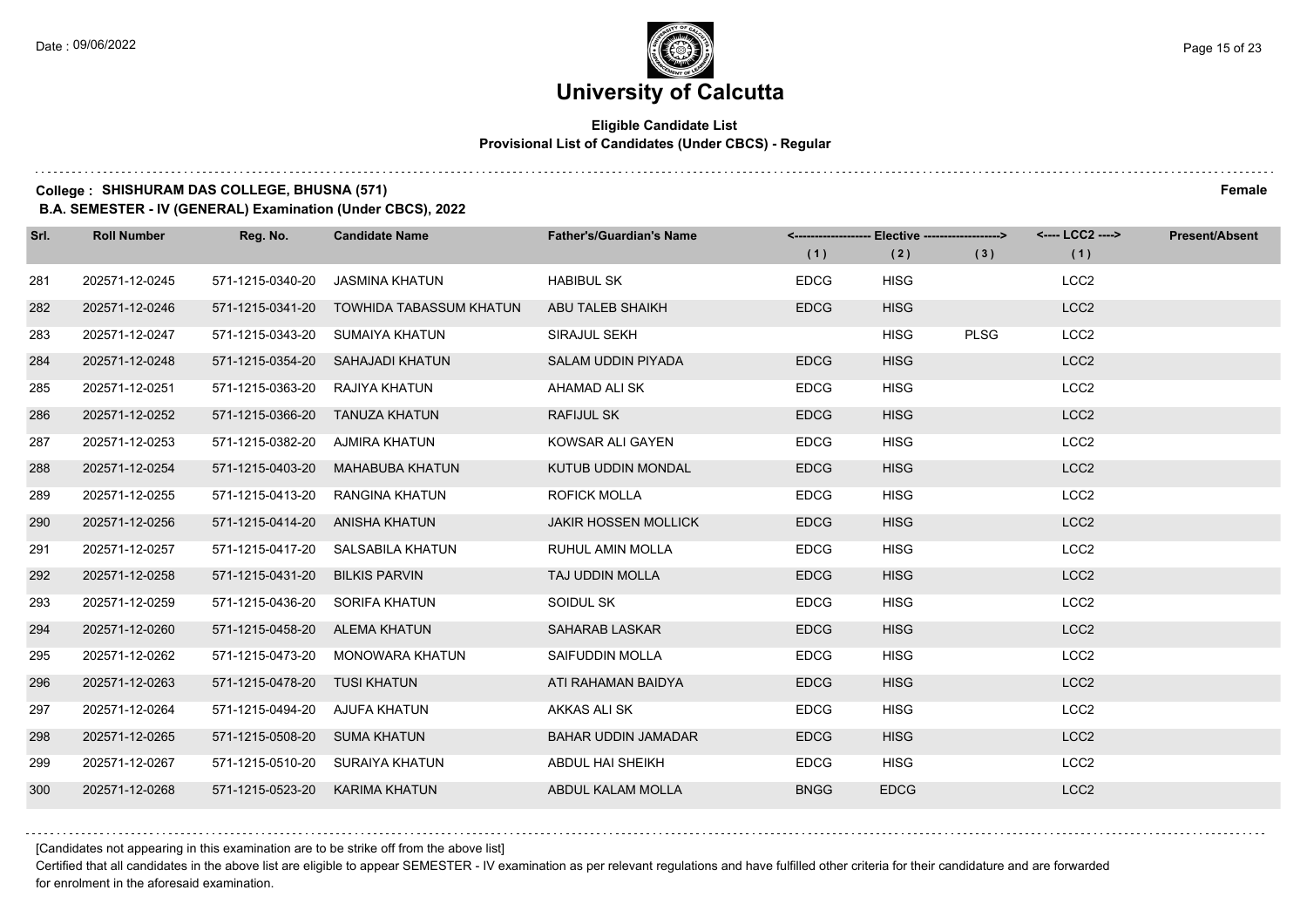# University of Calcutta

**Eligible Candidate List**
**Provisional List of Candidates (Under CBCS) - Regular**

**College : SHISHURAM DAS COLLEGE, BHUSNA (571)** **Female**

**B.A. SEMESTER - IV (GENERAL) Examination (Under CBCS), 2022**

| Srl. | Roll Number | Reg. No. | Candidate Name | Father's/Guardian's Name | Elective (1) | Elective (2) | Elective (3) | LCC2 (1) | Present/Absent |
|---|---|---|---|---|---|---|---|---|---|
| 281 | 202571-12-0245 | 571-1215-0340-20 | JASMINA KHATUN | HABIBUL SK | EDCG | HISG | | LCC2 | |
| 282 | 202571-12-0246 | 571-1215-0341-20 | TOWHIDA TABASSUM KHATUN | ABU TALEB SHAIKH | EDCG | HISG | | LCC2 | |
| 283 | 202571-12-0247 | 571-1215-0343-20 | SUMAIYA KHATUN | SIRAJUL SEKH | | HISG | PLSG | LCC2 | |
| 284 | 202571-12-0248 | 571-1215-0354-20 | SAHAJADI KHATUN | SALAM UDDIN PIYADA | EDCG | HISG | | LCC2 | |
| 285 | 202571-12-0251 | 571-1215-0363-20 | RAJIYA KHATUN | AHAMAD ALI SK | EDCG | HISG | | LCC2 | |
| 286 | 202571-12-0252 | 571-1215-0366-20 | TANUZA KHATUN | RAFIJUL SK | EDCG | HISG | | LCC2 | |
| 287 | 202571-12-0253 | 571-1215-0382-20 | AJMIRA KHATUN | KOWSAR ALI GAYEN | EDCG | HISG | | LCC2 | |
| 288 | 202571-12-0254 | 571-1215-0403-20 | MAHABUBA KHATUN | KUTUB UDDIN MONDAL | EDCG | HISG | | LCC2 | |
| 289 | 202571-12-0255 | 571-1215-0413-20 | RANGINA KHATUN | ROFICK MOLLA | EDCG | HISG | | LCC2 | |
| 290 | 202571-12-0256 | 571-1215-0414-20 | ANISHA KHATUN | JAKIR HOSSEN MOLLICK | EDCG | HISG | | LCC2 | |
| 291 | 202571-12-0257 | 571-1215-0417-20 | SALSABILA KHATUN | RUHUL AMIN MOLLA | EDCG | HISG | | LCC2 | |
| 292 | 202571-12-0258 | 571-1215-0431-20 | BILKIS PARVIN | TAJ UDDIN MOLLA | EDCG | HISG | | LCC2 | |
| 293 | 202571-12-0259 | 571-1215-0436-20 | SORIFA KHATUN | SOIDUL SK | EDCG | HISG | | LCC2 | |
| 294 | 202571-12-0260 | 571-1215-0458-20 | ALEMA KHATUN | SAHARAB LASKAR | EDCG | HISG | | LCC2 | |
| 295 | 202571-12-0262 | 571-1215-0473-20 | MONOWARA KHATUN | SAIFUDDIN MOLLA | EDCG | HISG | | LCC2 | |
| 296 | 202571-12-0263 | 571-1215-0478-20 | TUSI KHATUN | ATI RAHAMAN BAIDYA | EDCG | HISG | | LCC2 | |
| 297 | 202571-12-0264 | 571-1215-0494-20 | AJUFA KHATUN | AKKAS ALI SK | EDCG | HISG | | LCC2 | |
| 298 | 202571-12-0265 | 571-1215-0508-20 | SUMA KHATUN | BAHAR UDDIN JAMADAR | EDCG | HISG | | LCC2 | |
| 299 | 202571-12-0267 | 571-1215-0510-20 | SURAIYA KHATUN | ABDUL HAI SHEIKH | EDCG | HISG | | LCC2 | |
| 300 | 202571-12-0268 | 571-1215-0523-20 | KARIMA KHATUN | ABDUL KALAM MOLLA | BNGG | EDCG | | LCC2 | |

[Candidates not appearing in this examination are to be strike off from the above list]

Certified that all candidates in the above list are eligible to appear SEMESTER - IV examination as per relevant regulations and have fulfilled other criteria for their candidature and are forwarded for enrolment in the aforesaid examination.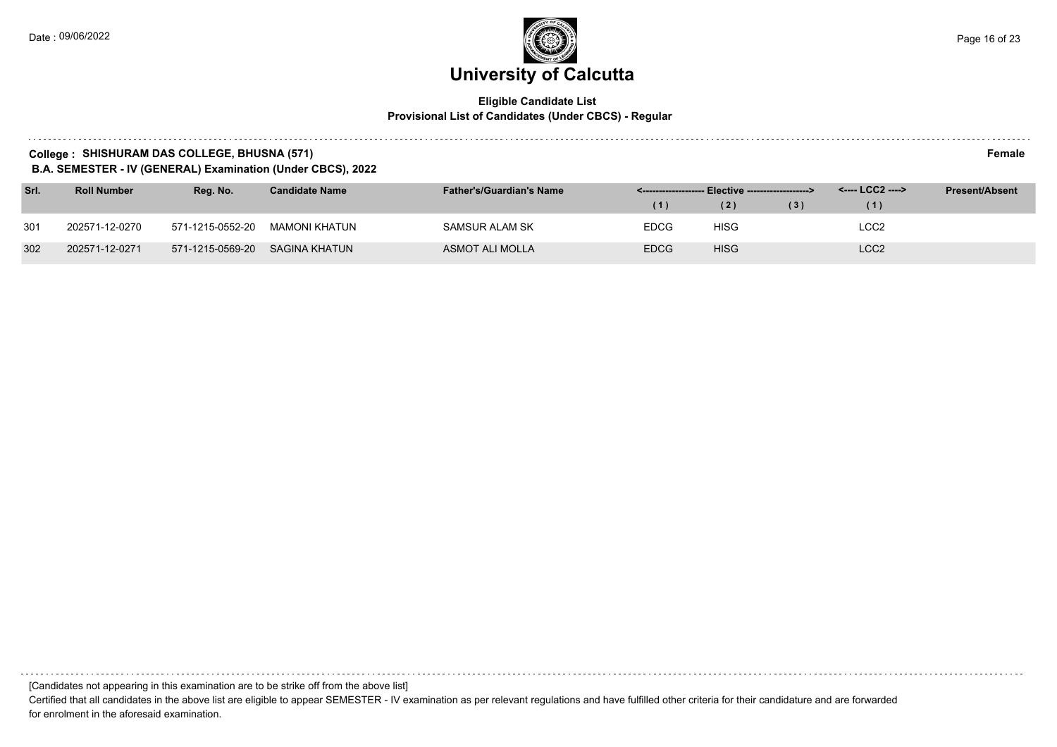# University of Calcutta

**Eligible Candidate List**
**Provisional List of Candidates (Under CBCS) - Regular**

**College : SHISHURAM DAS COLLEGE, BHUSNA (571)** **Female**
**B.A. SEMESTER - IV (GENERAL) Examination (Under CBCS), 2022**

| Srl. | Roll Number | Reg. No. | Candidate Name | Father's/Guardian's Name | <------------------- Elective -------------------> | | | <---- LCC2 ----> | Present/Absent |
|---|---|---|---|---|---|---|---|---|---|
| | | | | | (1) | (2) | (3) | (1) | |
| 301 | 202571-12-0270 | 571-1215-0552-20 | MAMONI KHATUN | SAMSUR ALAM SK | EDCG | HISG | | LCC2 | |
| 302 | 202571-12-0271 | 571-1215-0569-20 | SAGINA KHATUN | ASMOT ALI MOLLA | EDCG | HISG | | LCC2 | |

[Candidates not appearing in this examination are to be strike off from the above list]

Certified that all candidates in the above list are eligible to appear SEMESTER - IV examination as per relevant regulations and have fulfilled other criteria for their candidature and are forwarded for enrolment in the aforesaid examination.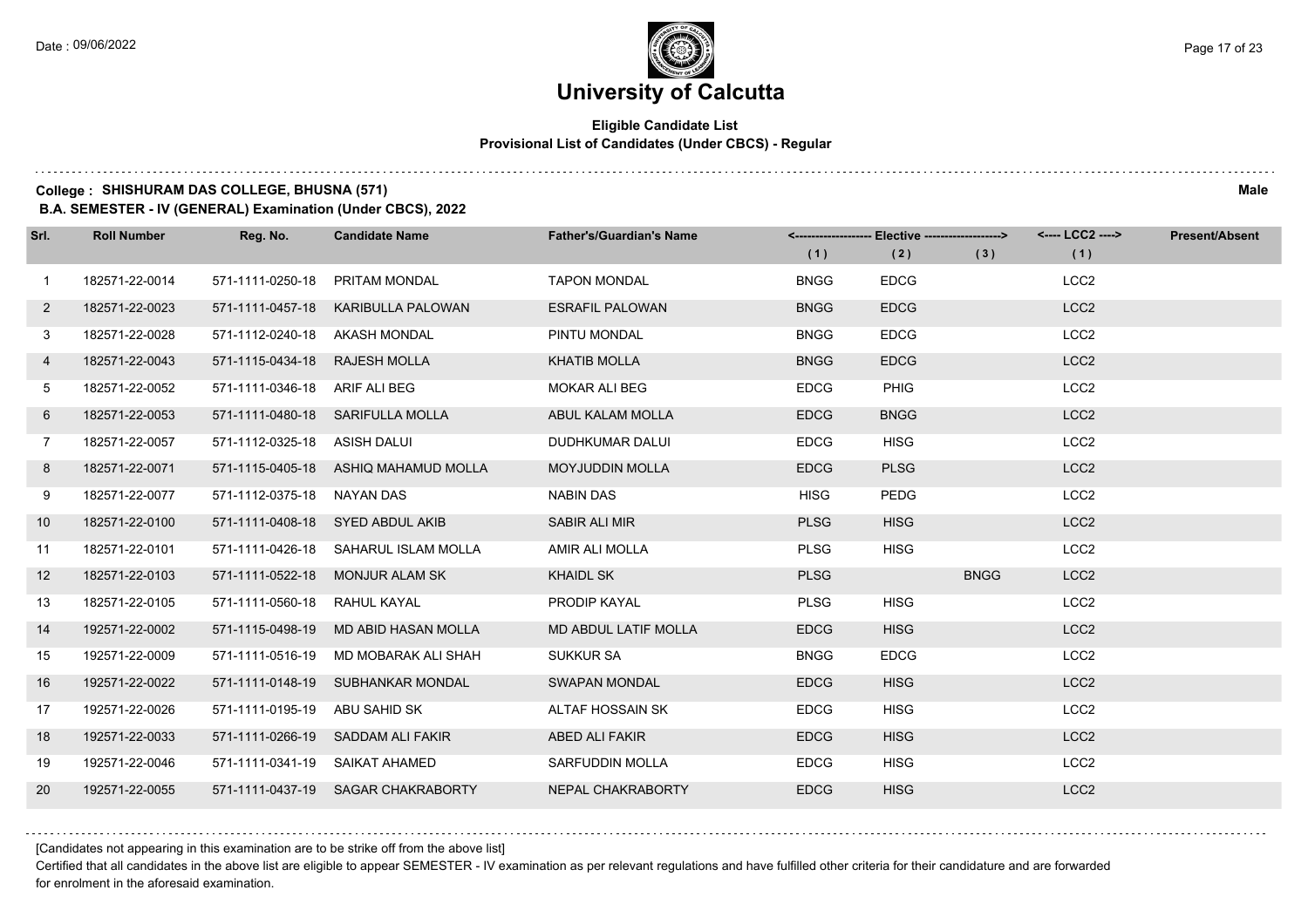# University of Calcutta

**Eligible Candidate List**
**Provisional List of Candidates (Under CBCS) - Regular**

**College : SHISHURAM DAS COLLEGE, BHUSNA (571)** **Male**
**B.A. SEMESTER - IV (GENERAL) Examination (Under CBCS), 2022**

| Srl. | Roll Number | Reg. No. | Candidate Name | Father's/Guardian's Name | <---- Elective ----> | | | <---- LCC2 ----> | Present/Absent |
|---|---|---|---|---|---|---|---|---|---|
| | | | | | (1) | (2) | (3) | (1) | |
| 1 | 182571-22-0014 | 571-1111-0250-18 | PRITAM MONDAL | TAPON MONDAL | BNGG | EDCG | | LCC2 | |
| 2 | 182571-22-0023 | 571-1111-0457-18 | KARIBULLA PALOWAN | ESRAFIL PALOWAN | BNGG | EDCG | | LCC2 | |
| 3 | 182571-22-0028 | 571-1112-0240-18 | AKASH MONDAL | PINTU MONDAL | BNGG | EDCG | | LCC2 | |
| 4 | 182571-22-0043 | 571-1115-0434-18 | RAJESH MOLLA | KHATIB MOLLA | BNGG | EDCG | | LCC2 | |
| 5 | 182571-22-0052 | 571-1111-0346-18 | ARIF ALI BEG | MOKAR ALI BEG | EDCG | PHIG | | LCC2 | |
| 6 | 182571-22-0053 | 571-1111-0480-18 | SARIFULLA MOLLA | ABUL KALAM MOLLA | EDCG | BNGG | | LCC2 | |
| 7 | 182571-22-0057 | 571-1112-0325-18 | ASISH DALUI | DUDHKUMAR DALUI | EDCG | HISG | | LCC2 | |
| 8 | 182571-22-0071 | 571-1115-0405-18 | ASHIQ MAHAMUD MOLLA | MOYJUDDIN MOLLA | EDCG | PLSG | | LCC2 | |
| 9 | 182571-22-0077 | 571-1112-0375-18 | NAYAN DAS | NABIN DAS | HISG | PEDG | | LCC2 | |
| 10 | 182571-22-0100 | 571-1111-0408-18 | SYED ABDUL AKIB | SABIR ALI MIR | PLSG | HISG | | LCC2 | |
| 11 | 182571-22-0101 | 571-1111-0426-18 | SAHARUL ISLAM MOLLA | AMIR ALI MOLLA | PLSG | HISG | | LCC2 | |
| 12 | 182571-22-0103 | 571-1111-0522-18 | MONJUR ALAM SK | KHAIDL SK | PLSG | | BNGG | LCC2 | |
| 13 | 182571-22-0105 | 571-1111-0560-18 | RAHUL KAYAL | PRODIP KAYAL | PLSG | HISG | | LCC2 | |
| 14 | 192571-22-0002 | 571-1115-0498-19 | MD ABID HASAN MOLLA | MD ABDUL LATIF MOLLA | EDCG | HISG | | LCC2 | |
| 15 | 192571-22-0009 | 571-1111-0516-19 | MD MOBARAK ALI SHAH | SUKKUR SA | BNGG | EDCG | | LCC2 | |
| 16 | 192571-22-0022 | 571-1111-0148-19 | SUBHANKAR MONDAL | SWAPAN MONDAL | EDCG | HISG | | LCC2 | |
| 17 | 192571-22-0026 | 571-1111-0195-19 | ABU SAHID SK | ALTAF HOSSAIN SK | EDCG | HISG | | LCC2 | |
| 18 | 192571-22-0033 | 571-1111-0266-19 | SADDAM ALI FAKIR | ABED ALI FAKIR | EDCG | HISG | | LCC2 | |
| 19 | 192571-22-0046 | 571-1111-0341-19 | SAIKAT AHAMED | SARFUDDIN MOLLA | EDCG | HISG | | LCC2 | |
| 20 | 192571-22-0055 | 571-1111-0437-19 | SAGAR CHAKRABORTY | NEPAL CHAKRABORTY | EDCG | HISG | | LCC2 | |

[Candidates not appearing in this examination are to be strike off from the above list]

Certified that all candidates in the above list are eligible to appear SEMESTER - IV examination as per relevant regulations and have fulfilled other criteria for their candidature and are forwarded for enrolment in the aforesaid examination.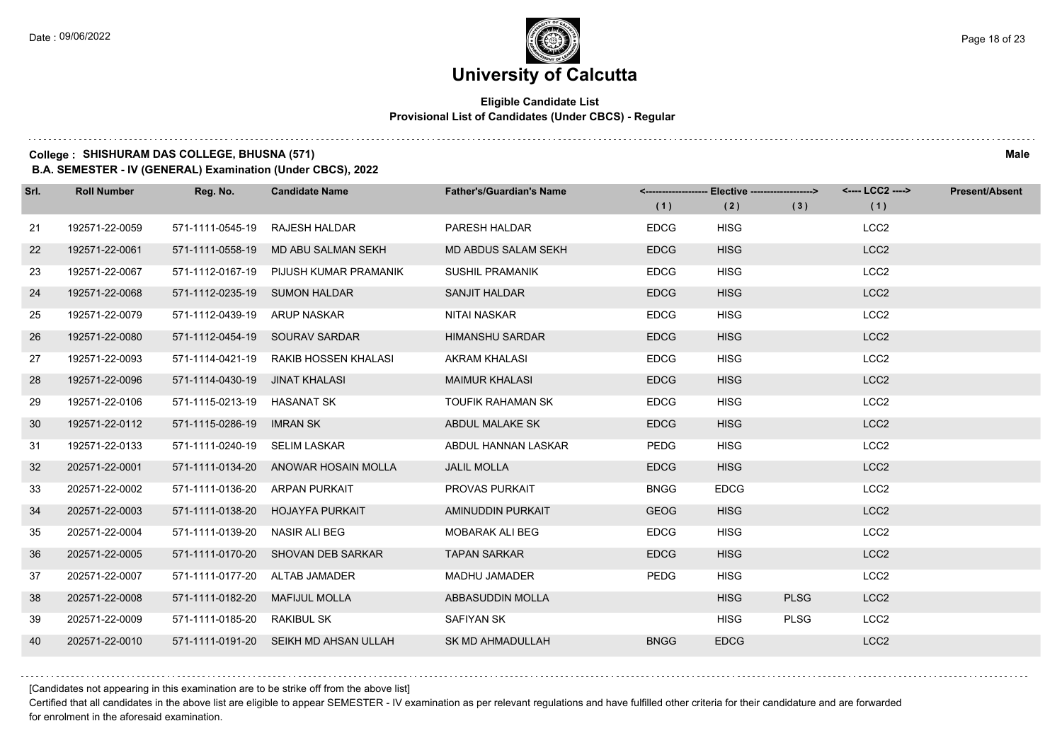# University of Calcutta

## Eligible Candidate List
### Provisional List of Candidates (Under CBCS) - Regular

**College : SHISHURAM DAS COLLEGE, BHUSNA (571)** **Male**

**B.A. SEMESTER - IV (GENERAL) Examination (Under CBCS), 2022**

| Srl. | Roll Number | Reg. No. | Candidate Name | Father's/Guardian's Name | Elective (1) | Elective (2) | Elective (3) | LCC2 (1) | Present/Absent |
|---|---|---|---|---|---|---|---|---|---|
| 21 | 192571-22-0059 | 571-1111-0545-19 | RAJESH HALDAR | PARESH HALDAR | EDCG | HISG | | LCC2 | |
| 22 | 192571-22-0061 | 571-1111-0558-19 | MD ABU SALMAN SEKH | MD ABDUS SALAM SEKH | EDCG | HISG | | LCC2 | |
| 23 | 192571-22-0067 | 571-1112-0167-19 | PIJUSH KUMAR PRAMANIK | SUSHIL PRAMANIK | EDCG | HISG | | LCC2 | |
| 24 | 192571-22-0068 | 571-1112-0235-19 | SUMON HALDAR | SANJIT HALDAR | EDCG | HISG | | LCC2 | |
| 25 | 192571-22-0079 | 571-1112-0439-19 | ARUP NASKAR | NITAI NASKAR | EDCG | HISG | | LCC2 | |
| 26 | 192571-22-0080 | 571-1112-0454-19 | SOURAV SARDAR | HIMANSHU SARDAR | EDCG | HISG | | LCC2 | |
| 27 | 192571-22-0093 | 571-1114-0421-19 | RAKIB HOSSEN KHALASI | AKRAM KHALASI | EDCG | HISG | | LCC2 | |
| 28 | 192571-22-0096 | 571-1114-0430-19 | JINAT KHALASI | MAIMUR KHALASI | EDCG | HISG | | LCC2 | |
| 29 | 192571-22-0106 | 571-1115-0213-19 | HASANAT SK | TOUFIK RAHAMAN SK | EDCG | HISG | | LCC2 | |
| 30 | 192571-22-0112 | 571-1115-0286-19 | IMRAN SK | ABDUL MALAKE SK | EDCG | HISG | | LCC2 | |
| 31 | 192571-22-0133 | 571-1111-0240-19 | SELIM LASKAR | ABDUL HANNAN LASKAR | PEDG | HISG | | LCC2 | |
| 32 | 202571-22-0001 | 571-1111-0134-20 | ANOWAR HOSAIN MOLLA | JALIL MOLLA | EDCG | HISG | | LCC2 | |
| 33 | 202571-22-0002 | 571-1111-0136-20 | ARPAN PURKAIT | PROVAS PURKAIT | BNGG | EDCG | | LCC2 | |
| 34 | 202571-22-0003 | 571-1111-0138-20 | HOJAYFA PURKAIT | AMINUDDIN PURKAIT | GEOG | HISG | | LCC2 | |
| 35 | 202571-22-0004 | 571-1111-0139-20 | NASIR ALI BEG | MOBARAK ALI BEG | EDCG | HISG | | LCC2 | |
| 36 | 202571-22-0005 | 571-1111-0170-20 | SHOVAN DEB SARKAR | TAPAN SARKAR | EDCG | HISG | | LCC2 | |
| 37 | 202571-22-0007 | 571-1111-0177-20 | ALTAB JAMADER | MADHU JAMADER | PEDG | HISG | | LCC2 | |
| 38 | 202571-22-0008 | 571-1111-0182-20 | MAFIJUL MOLLA | ABBASUDDIN MOLLA | | HISG | PLSG | LCC2 | |
| 39 | 202571-22-0009 | 571-1111-0185-20 | RAKIBUL SK | SAFIYAN SK | | HISG | PLSG | LCC2 | |
| 40 | 202571-22-0010 | 571-1111-0191-20 | SEIKH MD AHSAN ULLAH | SK MD AHMADULLAH | BNGG | EDCG | | LCC2 | |

[Candidates not appearing in this examination are to be strike off from the above list]

Certified that all candidates in the above list are eligible to appear SEMESTER - IV examination as per relevant regulations and have fulfilled other criteria for their candidature and are forwarded for enrolment in the aforesaid examination.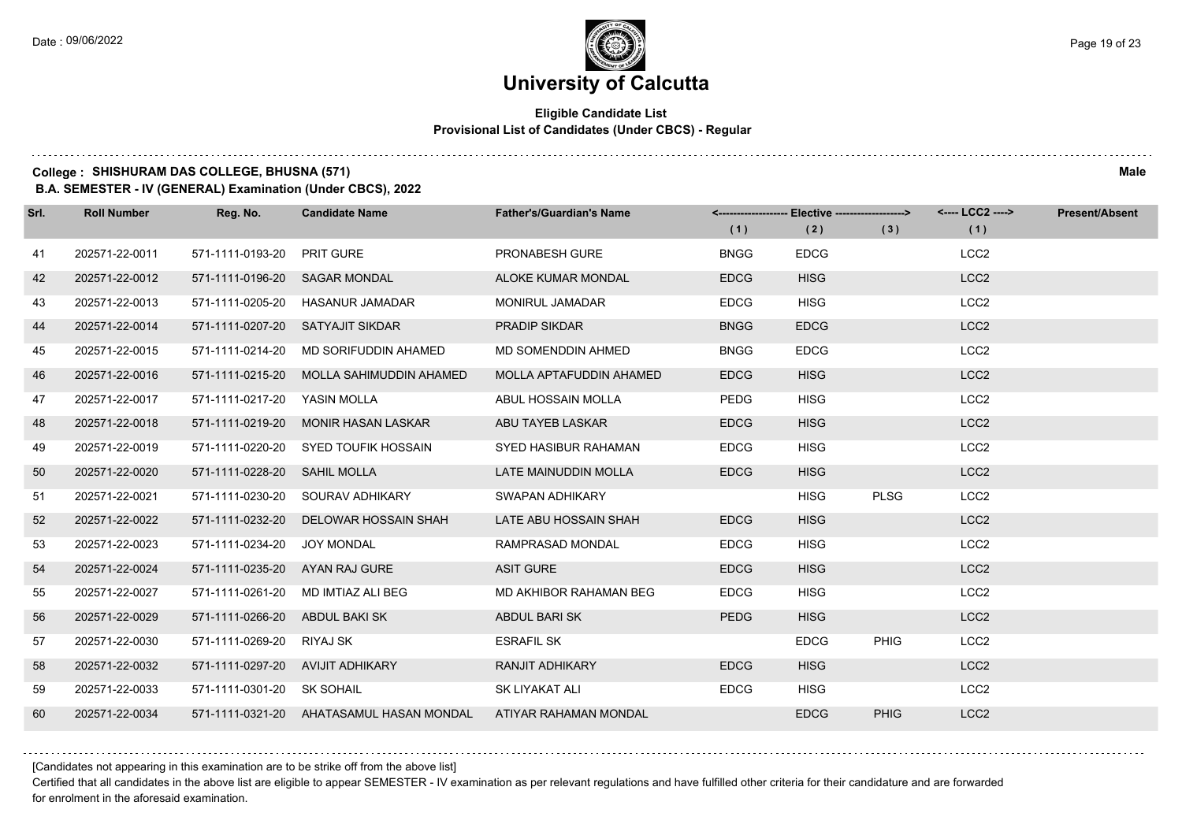# University of Calcutta

**Eligible Candidate List**
**Provisional List of Candidates (Under CBCS) - Regular**

**College : SHISHURAM DAS COLLEGE, BHUSNA (571)** **Male**

**B.A. SEMESTER - IV (GENERAL) Examination (Under CBCS), 2022**

| Srl. | Roll Number | Reg. No. | Candidate Name | Father's/Guardian's Name | Elective (1) | Elective (2) | Elective (3) | LCC2 (1) | Present/Absent |
|---|---|---|---|---|---|---|---|---|---|
| 41 | 202571-22-0011 | 571-1111-0193-20 | PRIT GURE | PRONABESH GURE | BNGG | EDCG | | LCC2 | |
| 42 | 202571-22-0012 | 571-1111-0196-20 | SAGAR MONDAL | ALOKE KUMAR MONDAL | EDCG | HISG | | LCC2 | |
| 43 | 202571-22-0013 | 571-1111-0205-20 | HASANUR JAMADAR | MONIRUL JAMADAR | EDCG | HISG | | LCC2 | |
| 44 | 202571-22-0014 | 571-1111-0207-20 | SATYAJIT SIKDAR | PRADIP SIKDAR | BNGG | EDCG | | LCC2 | |
| 45 | 202571-22-0015 | 571-1111-0214-20 | MD SORIFUDDIN AHAMED | MD SOMENDDIN AHMED | BNGG | EDCG | | LCC2 | |
| 46 | 202571-22-0016 | 571-1111-0215-20 | MOLLA SAHIMUDDIN AHAMED | MOLLA APTAFUDDIN AHAMED | EDCG | HISG | | LCC2 | |
| 47 | 202571-22-0017 | 571-1111-0217-20 | YASIN MOLLA | ABUL HOSSAIN MOLLA | PEDG | HISG | | LCC2 | |
| 48 | 202571-22-0018 | 571-1111-0219-20 | MONIR HASAN LASKAR | ABU TAYEB LASKAR | EDCG | HISG | | LCC2 | |
| 49 | 202571-22-0019 | 571-1111-0220-20 | SYED TOUFIK HOSSAIN | SYED HASIBUR RAHAMAN | EDCG | HISG | | LCC2 | |
| 50 | 202571-22-0020 | 571-1111-0228-20 | SAHIL MOLLA | LATE MAINUDDIN MOLLA | EDCG | HISG | | LCC2 | |
| 51 | 202571-22-0021 | 571-1111-0230-20 | SOURAV ADHIKARY | SWAPAN ADHIKARY | | HISG | PLSG | LCC2 | |
| 52 | 202571-22-0022 | 571-1111-0232-20 | DELOWAR HOSSAIN SHAH | LATE ABU HOSSAIN SHAH | EDCG | HISG | | LCC2 | |
| 53 | 202571-22-0023 | 571-1111-0234-20 | JOY MONDAL | RAMPRASAD MONDAL | EDCG | HISG | | LCC2 | |
| 54 | 202571-22-0024 | 571-1111-0235-20 | AYAN RAJ GURE | ASIT GURE | EDCG | HISG | | LCC2 | |
| 55 | 202571-22-0027 | 571-1111-0261-20 | MD IMTIAZ ALI BEG | MD AKHIBOR RAHAMAN BEG | EDCG | HISG | | LCC2 | |
| 56 | 202571-22-0029 | 571-1111-0266-20 | ABDUL BAKI SK | ABDUL BARI SK | PEDG | HISG | | LCC2 | |
| 57 | 202571-22-0030 | 571-1111-0269-20 | RIYAJ SK | ESRAFIL SK | | EDCG | PHIG | LCC2 | |
| 58 | 202571-22-0032 | 571-1111-0297-20 | AVIJIT ADHIKARY | RANJIT ADHIKARY | EDCG | HISG | | LCC2 | |
| 59 | 202571-22-0033 | 571-1111-0301-20 | SK SOHAIL | SK LIYAKAT ALI | EDCG | HISG | | LCC2 | |
| 60 | 202571-22-0034 | 571-1111-0321-20 | AHATASAMUL HASAN MONDAL | ATIYAR RAHAMAN MONDAL | | EDCG | PHIG | LCC2 | |

[Candidates not appearing in this examination are to be strike off from the above list]

Certified that all candidates in the above list are eligible to appear SEMESTER - IV examination as per relevant regulations and have fulfilled other criteria for their candidature and are forwarded for enrolment in the aforesaid examination.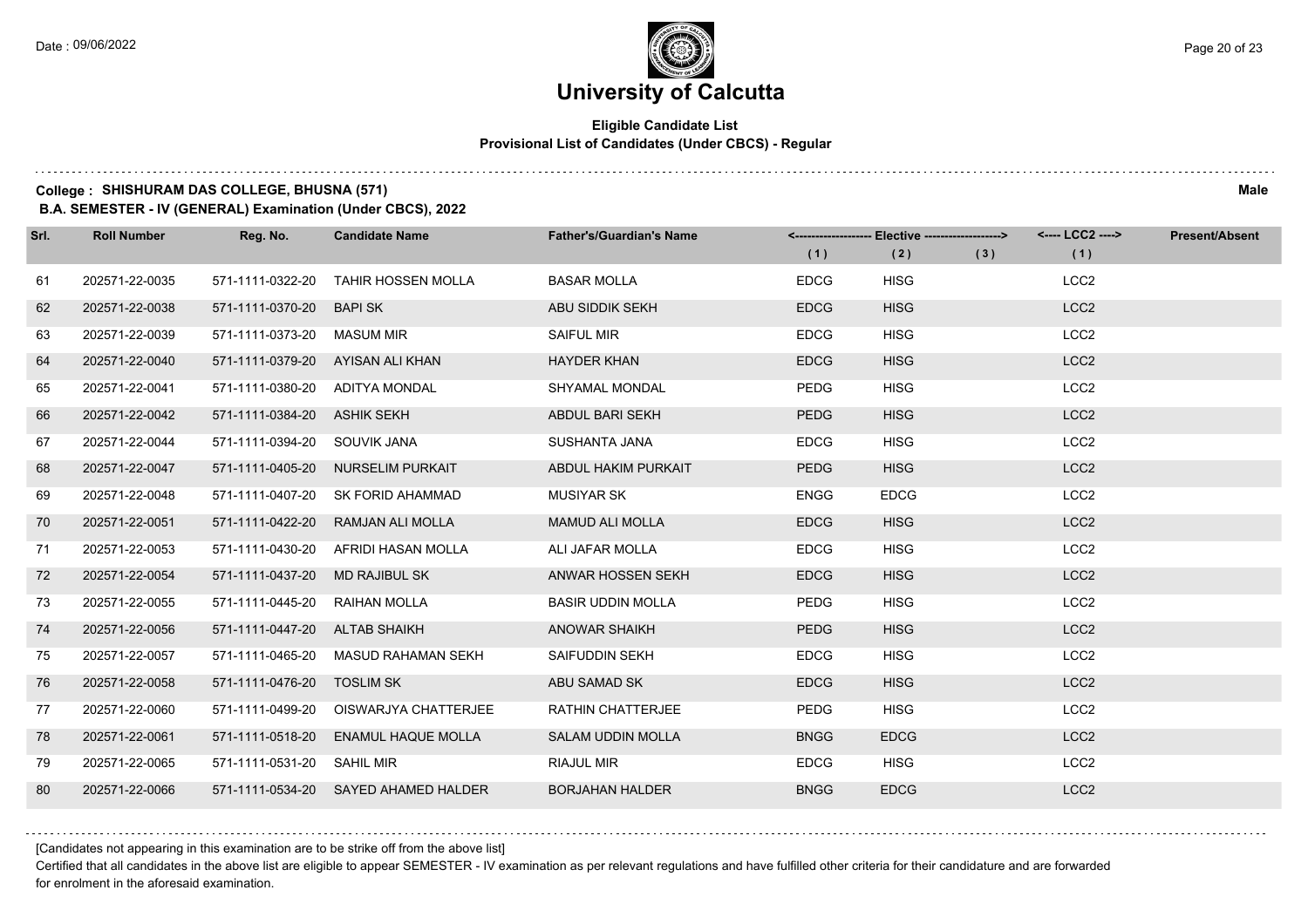# University of Calcutta

## Eligible Candidate List
### Provisional List of Candidates (Under CBCS) - Regular

**College : SHISHURAM DAS COLLEGE, BHUSNA (571)** **Male**

**B.A. SEMESTER - IV (GENERAL) Examination (Under CBCS), 2022**

| Srl. | Roll Number | Reg. No. | Candidate Name | Father's/Guardian's Name | Elective (1) | Elective (2) | Elective (3) | LCC2 (1) | Present/Absent |
|---|---|---|---|---|---|---|---|---|---|
| 61 | 202571-22-0035 | 571-1111-0322-20 | TAHIR HOSSEN MOLLA | BASAR MOLLA | EDCG | HISG | | LCC2 | |
| 62 | 202571-22-0038 | 571-1111-0370-20 | BAPI SK | ABU SIDDIK SEKH | EDCG | HISG | | LCC2 | |
| 63 | 202571-22-0039 | 571-1111-0373-20 | MASUM MIR | SAIFUL MIR | EDCG | HISG | | LCC2 | |
| 64 | 202571-22-0040 | 571-1111-0379-20 | AYISAN ALI KHAN | HAYDER KHAN | EDCG | HISG | | LCC2 | |
| 65 | 202571-22-0041 | 571-1111-0380-20 | ADITYA MONDAL | SHYAMAL MONDAL | PEDG | HISG | | LCC2 | |
| 66 | 202571-22-0042 | 571-1111-0384-20 | ASHIK SEKH | ABDUL BARI SEKH | PEDG | HISG | | LCC2 | |
| 67 | 202571-22-0044 | 571-1111-0394-20 | SOUVIK JANA | SUSHANTA JANA | EDCG | HISG | | LCC2 | |
| 68 | 202571-22-0047 | 571-1111-0405-20 | NURSELIM PURKAIT | ABDUL HAKIM PURKAIT | PEDG | HISG | | LCC2 | |
| 69 | 202571-22-0048 | 571-1111-0407-20 | SK FORID AHAMMAD | MUSIYAR SK | ENGG | EDCG | | LCC2 | |
| 70 | 202571-22-0051 | 571-1111-0422-20 | RAMJAN ALI MOLLA | MAMUD ALI MOLLA | EDCG | HISG | | LCC2 | |
| 71 | 202571-22-0053 | 571-1111-0430-20 | AFRIDI HASAN MOLLA | ALI JAFAR MOLLA | EDCG | HISG | | LCC2 | |
| 72 | 202571-22-0054 | 571-1111-0437-20 | MD RAJIBUL SK | ANWAR HOSSEN SEKH | EDCG | HISG | | LCC2 | |
| 73 | 202571-22-0055 | 571-1111-0445-20 | RAIHAN MOLLA | BASIR UDDIN MOLLA | PEDG | HISG | | LCC2 | |
| 74 | 202571-22-0056 | 571-1111-0447-20 | ALTAB SHAIKH | ANOWAR SHAIKH | PEDG | HISG | | LCC2 | |
| 75 | 202571-22-0057 | 571-1111-0465-20 | MASUD RAHAMAN SEKH | SAIFUDDIN SEKH | EDCG | HISG | | LCC2 | |
| 76 | 202571-22-0058 | 571-1111-0476-20 | TOSLIM SK | ABU SAMAD SK | EDCG | HISG | | LCC2 | |
| 77 | 202571-22-0060 | 571-1111-0499-20 | OISWARJYA CHATTERJEE | RATHIN CHATTERJEE | PEDG | HISG | | LCC2 | |
| 78 | 202571-22-0061 | 571-1111-0518-20 | ENAMUL HAQUE MOLLA | SALAM UDDIN MOLLA | BNGG | EDCG | | LCC2 | |
| 79 | 202571-22-0065 | 571-1111-0531-20 | SAHIL MIR | RIAJUL MIR | EDCG | HISG | | LCC2 | |
| 80 | 202571-22-0066 | 571-1111-0534-20 | SAYED AHAMED HALDER | BORJAHAN HALDER | BNGG | EDCG | | LCC2 | |

[Candidates not appearing in this examination are to be strike off from the above list]

Certified that all candidates in the above list are eligible to appear SEMESTER - IV examination as per relevant regulations and have fulfilled other criteria for their candidature and are forwarded for enrolment in the aforesaid examination.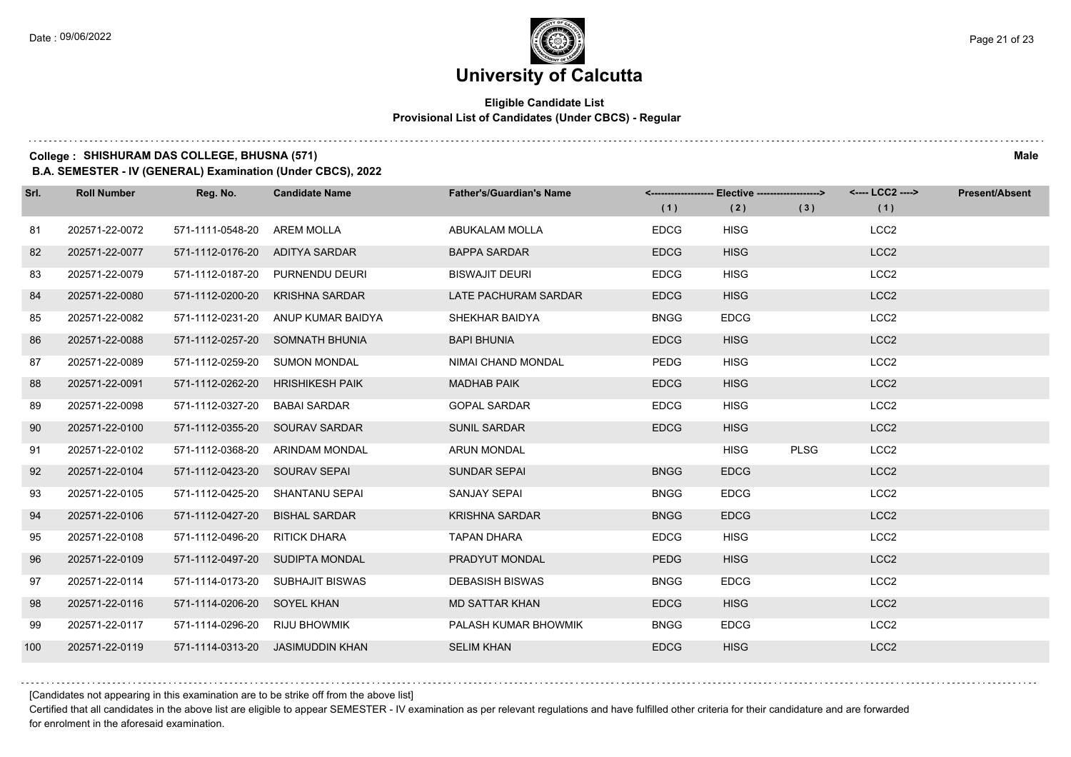# University of Calcutta

## Eligible Candidate List
### Provisional List of Candidates (Under CBCS) - Regular

**College : SHISHURAM DAS COLLEGE, BHUSNA (571)** **Male**

**B.A. SEMESTER - IV (GENERAL) Examination (Under CBCS), 2022**

| Srl. | Roll Number | Reg. No. | Candidate Name | Father's/Guardian's Name | <------------------- Elective -------------------> | | | <---- LCC2 ----> | Present/Absent |
|---|---|---|---|---|---|---|---|---|---|
| | | | | | (1) | (2) | (3) | (1) | |
| 81 | 202571-22-0072 | 571-1111-0548-20 | AREM MOLLA | ABUKALAM MOLLA | EDCG | HISG | | LCC2 | |
| 82 | 202571-22-0077 | 571-1112-0176-20 | ADITYA SARDAR | BAPPA SARDAR | EDCG | HISG | | LCC2 | |
| 83 | 202571-22-0079 | 571-1112-0187-20 | PURNENDU DEURI | BISWAJIT DEURI | EDCG | HISG | | LCC2 | |
| 84 | 202571-22-0080 | 571-1112-0200-20 | KRISHNA SARDAR | LATE PACHURAM SARDAR | EDCG | HISG | | LCC2 | |
| 85 | 202571-22-0082 | 571-1112-0231-20 | ANUP KUMAR BAIDYA | SHEKHAR BAIDYA | BNGG | EDCG | | LCC2 | |
| 86 | 202571-22-0088 | 571-1112-0257-20 | SOMNATH BHUNIA | BAPI BHUNIA | EDCG | HISG | | LCC2 | |
| 87 | 202571-22-0089 | 571-1112-0259-20 | SUMON MONDAL | NIMAI CHAND MONDAL | PEDG | HISG | | LCC2 | |
| 88 | 202571-22-0091 | 571-1112-0262-20 | HRISHIKESH PAIK | MADHAB PAIK | EDCG | HISG | | LCC2 | |
| 89 | 202571-22-0098 | 571-1112-0327-20 | BABAI SARDAR | GOPAL SARDAR | EDCG | HISG | | LCC2 | |
| 90 | 202571-22-0100 | 571-1112-0355-20 | SOURAV SARDAR | SUNIL SARDAR | EDCG | HISG | | LCC2 | |
| 91 | 202571-22-0102 | 571-1112-0368-20 | ARINDAM MONDAL | ARUN MONDAL | | HISG | PLSG | LCC2 | |
| 92 | 202571-22-0104 | 571-1112-0423-20 | SOURAV SEPAI | SUNDAR SEPAI | BNGG | EDCG | | LCC2 | |
| 93 | 202571-22-0105 | 571-1112-0425-20 | SHANTANU SEPAI | SANJAY SEPAI | BNGG | EDCG | | LCC2 | |
| 94 | 202571-22-0106 | 571-1112-0427-20 | BISHAL SARDAR | KRISHNA SARDAR | BNGG | EDCG | | LCC2 | |
| 95 | 202571-22-0108 | 571-1112-0496-20 | RITICK DHARA | TAPAN DHARA | EDCG | HISG | | LCC2 | |
| 96 | 202571-22-0109 | 571-1112-0497-20 | SUDIPTA MONDAL | PRADYUT MONDAL | PEDG | HISG | | LCC2 | |
| 97 | 202571-22-0114 | 571-1114-0173-20 | SUBHAJIT BISWAS | DEBASISH BISWAS | BNGG | EDCG | | LCC2 | |
| 98 | 202571-22-0116 | 571-1114-0206-20 | SOYEL KHAN | MD SATTAR KHAN | EDCG | HISG | | LCC2 | |
| 99 | 202571-22-0117 | 571-1114-0296-20 | RIJU BHOWMIK | PALASH KUMAR BHOWMIK | BNGG | EDCG | | LCC2 | |
| 100 | 202571-22-0119 | 571-1114-0313-20 | JASIMUDDIN KHAN | SELIM KHAN | EDCG | HISG | | LCC2 | |

[Candidates not appearing in this examination are to be strike off from the above list]

Certified that all candidates in the above list are eligible to appear SEMESTER - IV examination as per relevant regulations and have fulfilled other criteria for their candidature and are forwarded for enrolment in the aforesaid examination.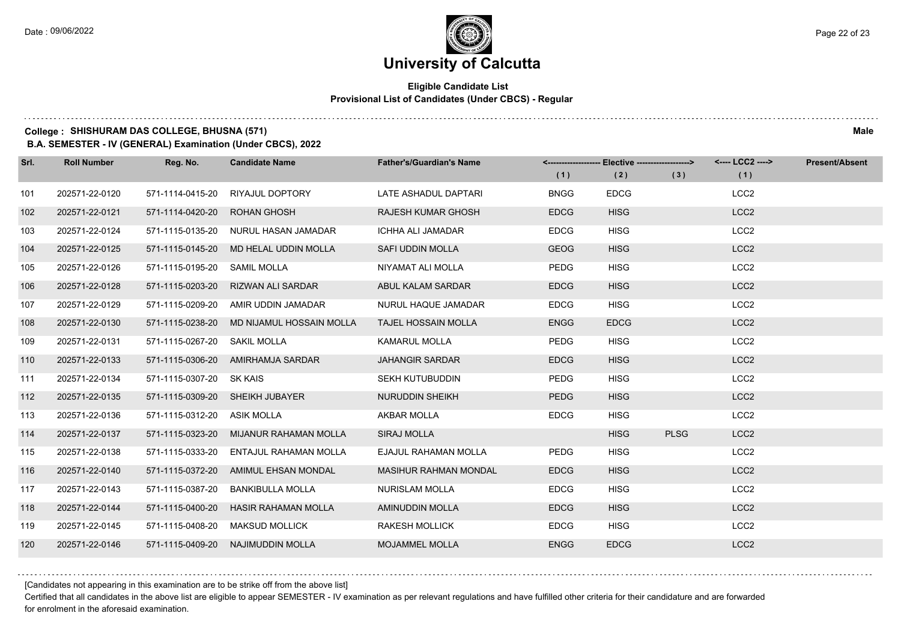# University of Calcutta

**Eligible Candidate List**
**Provisional List of Candidates (Under CBCS) - Regular**

**College : SHISHURAM DAS COLLEGE, BHUSNA (571)** **Male**

**B.A. SEMESTER - IV (GENERAL) Examination (Under CBCS), 2022**

| Srl. | Roll Number | Reg. No. | Candidate Name | Father's/Guardian's Name | Elective (1) | Elective (2) | Elective (3) | LCC2 (1) | Present/Absent |
|---|---|---|---|---|---|---|---|---|---|
| 101 | 202571-22-0120 | 571-1114-0415-20 | RIYAJUL DOPTORY | LATE ASHADUL DAPTARI | BNGG | EDCG | | LCC2 | |
| 102 | 202571-22-0121 | 571-1114-0420-20 | ROHAN GHOSH | RAJESH KUMAR GHOSH | EDCG | HISG | | LCC2 | |
| 103 | 202571-22-0124 | 571-1115-0135-20 | NURUL HASAN JAMADAR | ICHHA ALI JAMADAR | EDCG | HISG | | LCC2 | |
| 104 | 202571-22-0125 | 571-1115-0145-20 | MD HELAL UDDIN MOLLA | SAFI UDDIN MOLLA | GEOG | HISG | | LCC2 | |
| 105 | 202571-22-0126 | 571-1115-0195-20 | SAMIL MOLLA | NIYAMAT ALI MOLLA | PEDG | HISG | | LCC2 | |
| 106 | 202571-22-0128 | 571-1115-0203-20 | RIZWAN ALI SARDAR | ABUL KALAM SARDAR | EDCG | HISG | | LCC2 | |
| 107 | 202571-22-0129 | 571-1115-0209-20 | AMIR UDDIN JAMADAR | NURUL HAQUE JAMADAR | EDCG | HISG | | LCC2 | |
| 108 | 202571-22-0130 | 571-1115-0238-20 | MD NIJAMUL HOSSAIN MOLLA | TAJEL HOSSAIN MOLLA | ENGG | EDCG | | LCC2 | |
| 109 | 202571-22-0131 | 571-1115-0267-20 | SAKIL MOLLA | KAMARUL MOLLA | PEDG | HISG | | LCC2 | |
| 110 | 202571-22-0133 | 571-1115-0306-20 | AMIRHAMJA SARDAR | JAHANGIR SARDAR | EDCG | HISG | | LCC2 | |
| 111 | 202571-22-0134 | 571-1115-0307-20 | SK KAIS | SEKH KUTUBUDDIN | PEDG | HISG | | LCC2 | |
| 112 | 202571-22-0135 | 571-1115-0309-20 | SHEIKH JUBAYER | NURUDDIN SHEIKH | PEDG | HISG | | LCC2 | |
| 113 | 202571-22-0136 | 571-1115-0312-20 | ASIK MOLLA | AKBAR MOLLA | EDCG | HISG | | LCC2 | |
| 114 | 202571-22-0137 | 571-1115-0323-20 | MIJANUR RAHAMAN MOLLA | SIRAJ MOLLA | | HISG | PLSG | LCC2 | |
| 115 | 202571-22-0138 | 571-1115-0333-20 | ENTAJUL RAHAMAN MOLLA | EJAJUL RAHAMAN MOLLA | PEDG | HISG | | LCC2 | |
| 116 | 202571-22-0140 | 571-1115-0372-20 | AMIMUL EHSAN MONDAL | MASIHUR RAHMAN MONDAL | EDCG | HISG | | LCC2 | |
| 117 | 202571-22-0143 | 571-1115-0387-20 | BANKIBULLA MOLLA | NURISLAM MOLLA | EDCG | HISG | | LCC2 | |
| 118 | 202571-22-0144 | 571-1115-0400-20 | HASIR RAHAMAN MOLLA | AMINUDDIN MOLLA | EDCG | HISG | | LCC2 | |
| 119 | 202571-22-0145 | 571-1115-0408-20 | MAKSUD MOLLICK | RAKESH MOLLICK | EDCG | HISG | | LCC2 | |
| 120 | 202571-22-0146 | 571-1115-0409-20 | NAJIMUDDIN MOLLA | MOJAMMEL MOLLA | ENGG | EDCG | | LCC2 | |

[Candidates not appearing in this examination are to be strike off from the above list]

Certified that all candidates in the above list are eligible to appear SEMESTER - IV examination as per relevant regulations and have fulfilled other criteria for their candidature and are forwarded for enrolment in the aforesaid examination.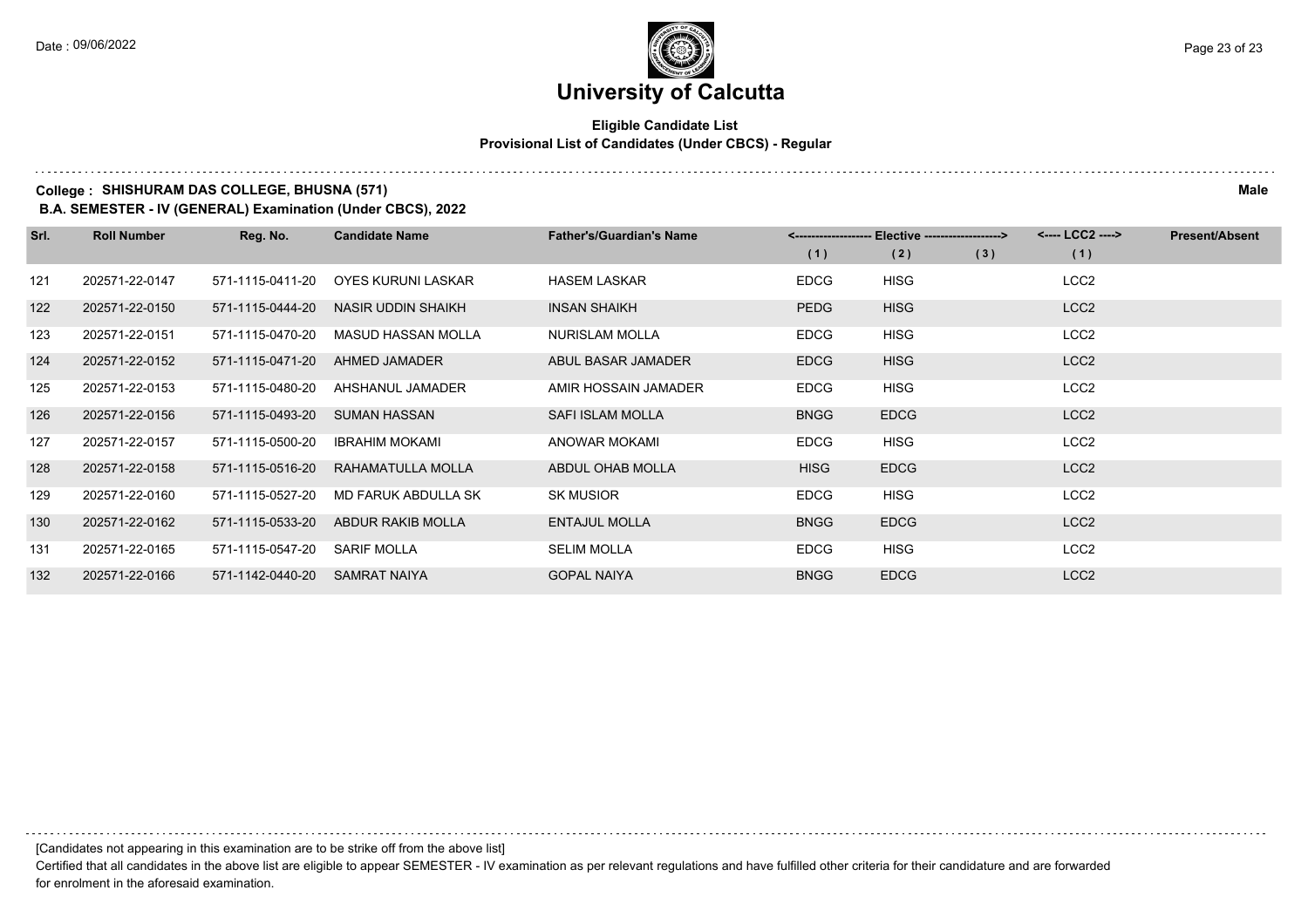# University of Calcutta

**Eligible Candidate List**
**Provisional List of Candidates (Under CBCS) - Regular**

**College : SHISHURAM DAS COLLEGE, BHUSNA (571)** **Male**

**B.A. SEMESTER - IV (GENERAL) Examination (Under CBCS), 2022**

| Srl. | Roll Number | Reg. No. | Candidate Name | Father's/Guardian's Name | Elective (1) | Elective (2) | Elective (3) | LCC2 (1) | Present/Absent |
|---|---|---|---|---|---|---|---|---|---|
| 121 | 202571-22-0147 | 571-1115-0411-20 | OYES KURUNI LASKAR | HASEM LASKAR | EDCG | HISG | | LCC2 | |
| 122 | 202571-22-0150 | 571-1115-0444-20 | NASIR UDDIN SHAIKH | INSAN SHAIKH | PEDG | HISG | | LCC2 | |
| 123 | 202571-22-0151 | 571-1115-0470-20 | MASUD HASSAN MOLLA | NURISLAM MOLLA | EDCG | HISG | | LCC2 | |
| 124 | 202571-22-0152 | 571-1115-0471-20 | AHMED JAMADER | ABUL BASAR JAMADER | EDCG | HISG | | LCC2 | |
| 125 | 202571-22-0153 | 571-1115-0480-20 | AHSHANUL JAMADER | AMIR HOSSAIN JAMADER | EDCG | HISG | | LCC2 | |
| 126 | 202571-22-0156 | 571-1115-0493-20 | SUMAN HASSAN | SAFI ISLAM MOLLA | BNGG | EDCG | | LCC2 | |
| 127 | 202571-22-0157 | 571-1115-0500-20 | IBRAHIM MOKAMI | ANOWAR MOKAMI | EDCG | HISG | | LCC2 | |
| 128 | 202571-22-0158 | 571-1115-0516-20 | RAHAMATULLA MOLLA | ABDUL OHAB MOLLA | HISG | EDCG | | LCC2 | |
| 129 | 202571-22-0160 | 571-1115-0527-20 | MD FARUK ABDULLA SK | SK MUSIOR | EDCG | HISG | | LCC2 | |
| 130 | 202571-22-0162 | 571-1115-0533-20 | ABDUR RAKIB MOLLA | ENTAJUL MOLLA | BNGG | EDCG | | LCC2 | |
| 131 | 202571-22-0165 | 571-1115-0547-20 | SARIF MOLLA | SELIM MOLLA | EDCG | HISG | | LCC2 | |
| 132 | 202571-22-0166 | 571-1142-0440-20 | SAMRAT NAIYA | GOPAL NAIYA | BNGG | EDCG | | LCC2 | |

[Candidates not appearing in this examination are to be strike off from the above list]

Certified that all candidates in the above list are eligible to appear SEMESTER - IV examination as per relevant regulations and have fulfilled other criteria for their candidature and are forwarded for enrolment in the aforesaid examination.